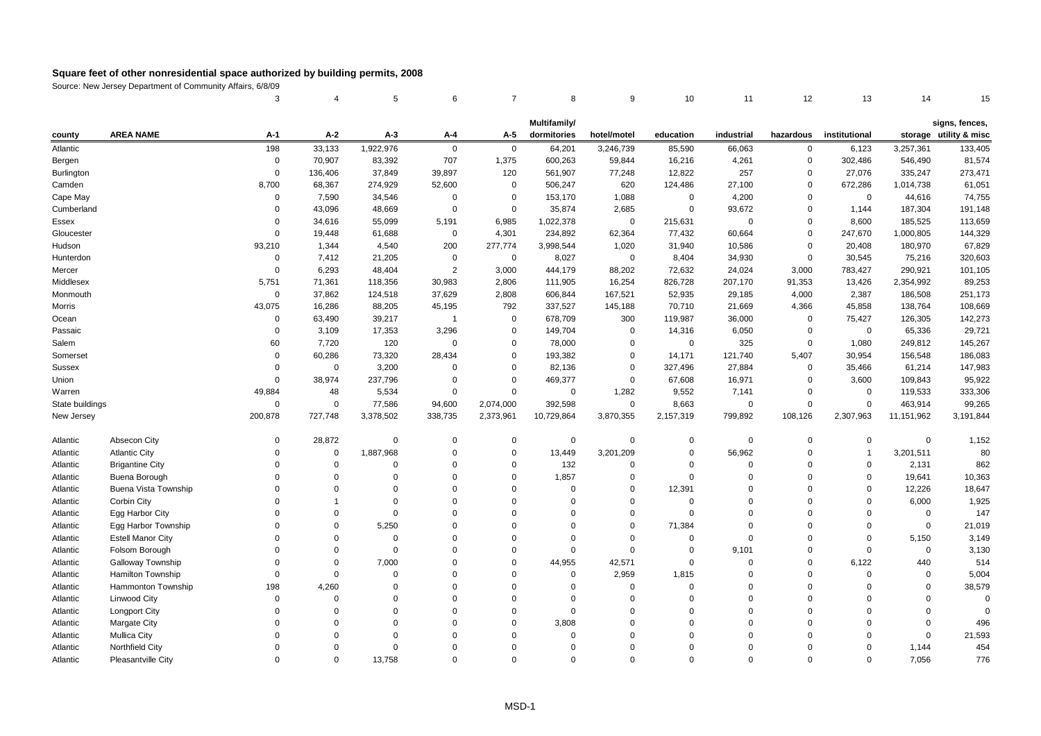## Square feet of other nonresidential space authorized by building permits, 2008

Source: New Jersey Department of Community Affairs, 6/8/09

| | | 3 | 4 | 5 | 6 | 7 | 8 | 9 | 10 | 11 | 12 | 13 | 14 | 15 |
|---|---|---|---|---|---|---|---|---|---|---|---|---|---|---|
| county | AREA NAME | A-1 | A-2 | A-3 | A-4 | A-5 | Multifamily/ dormitories | hotel/motel | education | industrial | hazardous | institutional | storage | signs, fences, utility & misc |
| Atlantic | | 198 | 33,133 | 1,922,976 | 0 | 0 | 64,201 | 3,246,739 | 85,590 | 66,063 | 0 | 6,123 | 3,257,361 | 133,405 |
| Bergen | | 0 | 70,907 | 83,392 | 707 | 1,375 | 600,263 | 59,844 | 16,216 | 4,261 | 0 | 302,486 | 546,490 | 81,574 |
| Burlington | | 0 | 136,406 | 37,849 | 39,897 | 120 | 561,907 | 77,248 | 12,822 | 257 | 0 | 27,076 | 335,247 | 273,471 |
| Camden | | 8,700 | 68,367 | 274,929 | 52,600 | 0 | 506,247 | 620 | 124,486 | 27,100 | 0 | 672,286 | 1,014,738 | 61,051 |
| Cape May | | 0 | 7,590 | 34,546 | 0 | 0 | 153,170 | 1,088 | 0 | 4,200 | 0 | 0 | 44,616 | 74,755 |
| Cumberland | | 0 | 43,096 | 48,669 | 0 | 0 | 35,874 | 2,685 | 0 | 93,672 | 0 | 1,144 | 187,304 | 191,148 |
| Essex | | 0 | 34,616 | 55,099 | 5,191 | 6,985 | 1,022,378 | 0 | 215,631 | 0 | 0 | 8,600 | 185,525 | 113,659 |
| Gloucester | | 0 | 19,448 | 61,688 | 0 | 4,301 | 234,892 | 62,364 | 77,432 | 60,664 | 0 | 247,670 | 1,000,805 | 144,329 |
| Hudson | | 93,210 | 1,344 | 4,540 | 200 | 277,774 | 3,998,544 | 1,020 | 31,940 | 10,586 | 0 | 20,408 | 180,970 | 67,829 |
| Hunterdon | | 0 | 7,412 | 21,205 | 0 | 0 | 8,027 | 0 | 8,404 | 34,930 | 0 | 30,545 | 75,216 | 320,603 |
| Mercer | | 0 | 6,293 | 48,404 | 2 | 3,000 | 444,179 | 88,202 | 72,632 | 24,024 | 3,000 | 783,427 | 290,921 | 101,105 |
| Middlesex | | 5,751 | 71,361 | 118,356 | 30,983 | 2,806 | 111,905 | 16,254 | 826,728 | 207,170 | 91,353 | 13,426 | 2,354,992 | 89,253 |
| Monmouth | | 0 | 37,862 | 124,518 | 37,629 | 2,808 | 606,844 | 167,521 | 52,935 | 29,185 | 4,000 | 2,387 | 186,508 | 251,173 |
| Morris | | 43,075 | 16,286 | 88,205 | 45,195 | 792 | 337,527 | 145,188 | 70,710 | 21,669 | 4,366 | 45,858 | 138,764 | 108,669 |
| Ocean | | 0 | 63,490 | 39,217 | 1 | 0 | 678,709 | 300 | 119,987 | 36,000 | 0 | 75,427 | 126,305 | 142,273 |
| Passaic | | 0 | 3,109 | 17,353 | 3,296 | 0 | 149,704 | 0 | 14,316 | 6,050 | 0 | 0 | 65,336 | 29,721 |
| Salem | | 60 | 7,720 | 120 | 0 | 0 | 78,000 | 0 | 0 | 325 | 0 | 1,080 | 249,812 | 145,267 |
| Somerset | | 0 | 60,286 | 73,320 | 28,434 | 0 | 193,382 | 0 | 14,171 | 121,740 | 5,407 | 30,954 | 156,548 | 186,083 |
| Sussex | | 0 | 0 | 3,200 | 0 | 0 | 82,136 | 0 | 327,496 | 27,884 | 0 | 35,466 | 61,214 | 147,983 |
| Union | | 0 | 38,974 | 237,796 | 0 | 0 | 469,377 | 0 | 67,608 | 16,971 | 0 | 3,600 | 109,843 | 95,922 |
| Warren | | 49,884 | 48 | 5,534 | 0 | 0 | 0 | 1,282 | 9,552 | 7,141 | 0 | 0 | 119,533 | 333,306 |
| State buildings | | 0 | 0 | 77,586 | 94,600 | 2,074,000 | 392,598 | 0 | 8,663 | 0 | 0 | 0 | 463,914 | 99,265 |
| New Jersey | | 200,878 | 727,748 | 3,378,502 | 338,735 | 2,373,961 | 10,729,864 | 3,870,355 | 2,157,319 | 799,892 | 108,126 | 2,307,963 | 11,151,962 | 3,191,844 |
| | | | | | | | | | | | | | | |
| Atlantic | Absecon City | 0 | 28,872 | 0 | 0 | 0 | 0 | 0 | 0 | 0 | 0 | 0 | 0 | 1,152 |
| Atlantic | Atlantic City | 0 | 0 | 1,887,968 | 0 | 0 | 13,449 | 3,201,209 | 0 | 56,962 | 0 | 1 | 3,201,511 | 80 |
| Atlantic | Brigantine City | 0 | 0 | 0 | 0 | 0 | 132 | 0 | 0 | 0 | 0 | 0 | 2,131 | 862 |
| Atlantic | Buena Borough | 0 | 0 | 0 | 0 | 0 | 1,857 | 0 | 0 | 0 | 0 | 0 | 19,641 | 10,363 |
| Atlantic | Buena Vista Township | 0 | 0 | 0 | 0 | 0 | 0 | 0 | 12,391 | 0 | 0 | 0 | 12,226 | 18,647 |
| Atlantic | Corbin City | 0 | 1 | 0 | 0 | 0 | 0 | 0 | 0 | 0 | 0 | 0 | 6,000 | 1,925 |
| Atlantic | Egg Harbor City | 0 | 0 | 0 | 0 | 0 | 0 | 0 | 0 | 0 | 0 | 0 | 0 | 147 |
| Atlantic | Egg Harbor Township | 0 | 0 | 5,250 | 0 | 0 | 0 | 0 | 71,384 | 0 | 0 | 0 | 0 | 21,019 |
| Atlantic | Estell Manor City | 0 | 0 | 0 | 0 | 0 | 0 | 0 | 0 | 0 | 0 | 0 | 5,150 | 3,149 |
| Atlantic | Folsom Borough | 0 | 0 | 0 | 0 | 0 | 0 | 0 | 0 | 9,101 | 0 | 0 | 0 | 3,130 |
| Atlantic | Galloway Township | 0 | 0 | 7,000 | 0 | 0 | 44,955 | 42,571 | 0 | 0 | 0 | 6,122 | 440 | 514 |
| Atlantic | Hamilton Township | 0 | 0 | 0 | 0 | 0 | 0 | 2,959 | 1,815 | 0 | 0 | 0 | 0 | 5,004 |
| Atlantic | Hammonton Township | 198 | 4,260 | 0 | 0 | 0 | 0 | 0 | 0 | 0 | 0 | 0 | 0 | 38,579 |
| Atlantic | Linwood City | 0 | 0 | 0 | 0 | 0 | 0 | 0 | 0 | 0 | 0 | 0 | 0 | 0 |
| Atlantic | Longport City | 0 | 0 | 0 | 0 | 0 | 0 | 0 | 0 | 0 | 0 | 0 | 0 | 0 |
| Atlantic | Margate City | 0 | 0 | 0 | 0 | 0 | 3,808 | 0 | 0 | 0 | 0 | 0 | 0 | 496 |
| Atlantic | Mullica City | 0 | 0 | 0 | 0 | 0 | 0 | 0 | 0 | 0 | 0 | 0 | 0 | 21,593 |
| Atlantic | Northfield City | 0 | 0 | 0 | 0 | 0 | 0 | 0 | 0 | 0 | 0 | 0 | 1,144 | 454 |
| Atlantic | Pleasantville City | 0 | 0 | 13,758 | 0 | 0 | 0 | 0 | 0 | 0 | 0 | 0 | 7,056 | 776 |

MSD-1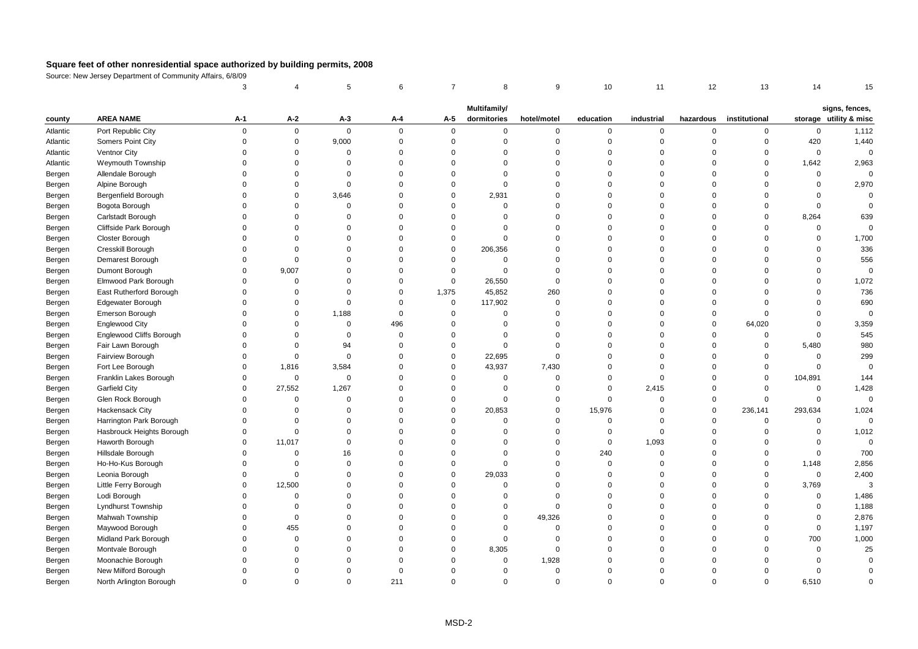# Square feet of other nonresidential space authorized by building permits, 2008

Source: New Jersey Department of Community Affairs, 6/8/09

| | | 3 | 4 | 5 | 6 | 7 | 8 | 9 | 10 | 11 | 12 | 13 | 14 | 15 |
|---|---|---|---|---|---|---|---|---|---|---|---|---|---|---|
| county | AREA NAME | A-1 | A-2 | A-3 | A-4 | A-5 | Multifamily/ dormitories | hotel/motel | education | industrial | hazardous | institutional | storage | signs, fences, utility & misc |
| Atlantic | Port Republic City | 0 | 0 | 0 | 0 | 0 | 0 | 0 | 0 | 0 | 0 | 0 | 0 | 1,112 |
| Atlantic | Somers Point City | 0 | 0 | 9,000 | 0 | 0 | 0 | 0 | 0 | 0 | 0 | 0 | 420 | 1,440 |
| Atlantic | Ventnor City | 0 | 0 | 0 | 0 | 0 | 0 | 0 | 0 | 0 | 0 | 0 | 0 | 0 |
| Atlantic | Weymouth Township | 0 | 0 | 0 | 0 | 0 | 0 | 0 | 0 | 0 | 0 | 0 | 1,642 | 2,963 |
| Bergen | Allendale Borough | 0 | 0 | 0 | 0 | 0 | 0 | 0 | 0 | 0 | 0 | 0 | 0 | 0 |
| Bergen | Alpine Borough | 0 | 0 | 0 | 0 | 0 | 0 | 0 | 0 | 0 | 0 | 0 | 0 | 2,970 |
| Bergen | Bergenfield Borough | 0 | 0 | 3,646 | 0 | 0 | 2,931 | 0 | 0 | 0 | 0 | 0 | 0 | 0 |
| Bergen | Bogota Borough | 0 | 0 | 0 | 0 | 0 | 0 | 0 | 0 | 0 | 0 | 0 | 0 | 0 |
| Bergen | Carlstadt Borough | 0 | 0 | 0 | 0 | 0 | 0 | 0 | 0 | 0 | 0 | 0 | 8,264 | 639 |
| Bergen | Cliffside Park Borough | 0 | 0 | 0 | 0 | 0 | 0 | 0 | 0 | 0 | 0 | 0 | 0 | 0 |
| Bergen | Closter Borough | 0 | 0 | 0 | 0 | 0 | 0 | 0 | 0 | 0 | 0 | 0 | 0 | 1,700 |
| Bergen | Cresskill Borough | 0 | 0 | 0 | 0 | 0 | 206,356 | 0 | 0 | 0 | 0 | 0 | 0 | 336 |
| Bergen | Demarest Borough | 0 | 0 | 0 | 0 | 0 | 0 | 0 | 0 | 0 | 0 | 0 | 0 | 556 |
| Bergen | Dumont Borough | 0 | 9,007 | 0 | 0 | 0 | 0 | 0 | 0 | 0 | 0 | 0 | 0 | 0 |
| Bergen | Elmwood Park Borough | 0 | 0 | 0 | 0 | 0 | 26,550 | 0 | 0 | 0 | 0 | 0 | 0 | 1,072 |
| Bergen | East Rutherford Borough | 0 | 0 | 0 | 0 | 1,375 | 45,852 | 260 | 0 | 0 | 0 | 0 | 0 | 736 |
| Bergen | Edgewater Borough | 0 | 0 | 0 | 0 | 0 | 117,902 | 0 | 0 | 0 | 0 | 0 | 0 | 690 |
| Bergen | Emerson Borough | 0 | 0 | 1,188 | 0 | 0 | 0 | 0 | 0 | 0 | 0 | 0 | 0 | 0 |
| Bergen | Englewood City | 0 | 0 | 0 | 496 | 0 | 0 | 0 | 0 | 0 | 0 | 64,020 | 0 | 3,359 |
| Bergen | Englewood Cliffs Borough | 0 | 0 | 0 | 0 | 0 | 0 | 0 | 0 | 0 | 0 | 0 | 0 | 545 |
| Bergen | Fair Lawn Borough | 0 | 0 | 94 | 0 | 0 | 0 | 0 | 0 | 0 | 0 | 0 | 5,480 | 980 |
| Bergen | Fairview Borough | 0 | 0 | 0 | 0 | 0 | 22,695 | 0 | 0 | 0 | 0 | 0 | 0 | 299 |
| Bergen | Fort Lee Borough | 0 | 1,816 | 3,584 | 0 | 0 | 43,937 | 7,430 | 0 | 0 | 0 | 0 | 0 | 0 |
| Bergen | Franklin Lakes Borough | 0 | 0 | 0 | 0 | 0 | 0 | 0 | 0 | 0 | 0 | 0 | 104,891 | 144 |
| Bergen | Garfield City | 0 | 27,552 | 1,267 | 0 | 0 | 0 | 0 | 0 | 2,415 | 0 | 0 | 0 | 1,428 |
| Bergen | Glen Rock Borough | 0 | 0 | 0 | 0 | 0 | 0 | 0 | 0 | 0 | 0 | 0 | 0 | 0 |
| Bergen | Hackensack City | 0 | 0 | 0 | 0 | 0 | 20,853 | 0 | 15,976 | 0 | 0 | 236,141 | 293,634 | 1,024 |
| Bergen | Harrington Park Borough | 0 | 0 | 0 | 0 | 0 | 0 | 0 | 0 | 0 | 0 | 0 | 0 | 0 |
| Bergen | Hasbrouck Heights Borough | 0 | 0 | 0 | 0 | 0 | 0 | 0 | 0 | 0 | 0 | 0 | 0 | 1,012 |
| Bergen | Haworth Borough | 0 | 11,017 | 0 | 0 | 0 | 0 | 0 | 0 | 1,093 | 0 | 0 | 0 | 0 |
| Bergen | Hillsdale Borough | 0 | 0 | 16 | 0 | 0 | 0 | 0 | 240 | 0 | 0 | 0 | 0 | 700 |
| Bergen | Ho-Ho-Kus Borough | 0 | 0 | 0 | 0 | 0 | 0 | 0 | 0 | 0 | 0 | 0 | 1,148 | 2,856 |
| Bergen | Leonia Borough | 0 | 0 | 0 | 0 | 0 | 29,033 | 0 | 0 | 0 | 0 | 0 | 0 | 2,400 |
| Bergen | Little Ferry Borough | 0 | 12,500 | 0 | 0 | 0 | 0 | 0 | 0 | 0 | 0 | 0 | 3,769 | 3 |
| Bergen | Lodi Borough | 0 | 0 | 0 | 0 | 0 | 0 | 0 | 0 | 0 | 0 | 0 | 0 | 1,486 |
| Bergen | Lyndhurst Township | 0 | 0 | 0 | 0 | 0 | 0 | 0 | 0 | 0 | 0 | 0 | 0 | 1,188 |
| Bergen | Mahwah Township | 0 | 0 | 0 | 0 | 0 | 0 | 49,326 | 0 | 0 | 0 | 0 | 0 | 2,876 |
| Bergen | Maywood Borough | 0 | 455 | 0 | 0 | 0 | 0 | 0 | 0 | 0 | 0 | 0 | 0 | 1,197 |
| Bergen | Midland Park Borough | 0 | 0 | 0 | 0 | 0 | 0 | 0 | 0 | 0 | 0 | 0 | 700 | 1,000 |
| Bergen | Montvale Borough | 0 | 0 | 0 | 0 | 0 | 8,305 | 0 | 0 | 0 | 0 | 0 | 0 | 25 |
| Bergen | Moonachie Borough | 0 | 0 | 0 | 0 | 0 | 0 | 1,928 | 0 | 0 | 0 | 0 | 0 | 0 |
| Bergen | New Milford Borough | 0 | 0 | 0 | 0 | 0 | 0 | 0 | 0 | 0 | 0 | 0 | 0 | 0 |
| Bergen | North Arlington Borough | 0 | 0 | 0 | 211 | 0 | 0 | 0 | 0 | 0 | 0 | 0 | 6,510 | 0 |

MSD-2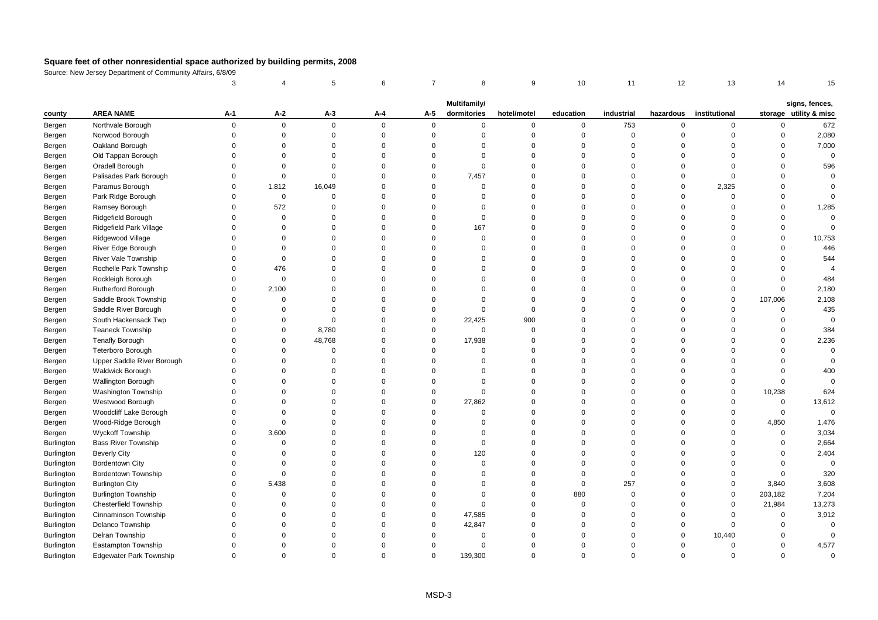# Square feet of other nonresidential space authorized by building permits, 2008

Source: New Jersey Department of Community Affairs, 6/8/09

| | | 3 | 4 | 5 | 6 | 7 | 8 | 9 | 10 | 11 | 12 | 13 | 14 | 15 |
|---|---|---|---|---|---|---|---|---|---|---|---|---|---|---|
| county | AREA NAME | A-1 | A-2 | A-3 | A-4 | A-5 | Multifamily/ dormitories | hotel/motel | education | industrial | hazardous | institutional | storage | signs, fences, utility & misc |
| Bergen | Northvale Borough | 0 | 0 | 0 | 0 | 0 | 0 | 0 | 0 | 753 | 0 | 0 | 0 | 672 |
| Bergen | Norwood Borough | 0 | 0 | 0 | 0 | 0 | 0 | 0 | 0 | 0 | 0 | 0 | 0 | 2,080 |
| Bergen | Oakland Borough | 0 | 0 | 0 | 0 | 0 | 0 | 0 | 0 | 0 | 0 | 0 | 0 | 7,000 |
| Bergen | Old Tappan Borough | 0 | 0 | 0 | 0 | 0 | 0 | 0 | 0 | 0 | 0 | 0 | 0 | 0 |
| Bergen | Oradell Borough | 0 | 0 | 0 | 0 | 0 | 0 | 0 | 0 | 0 | 0 | 0 | 0 | 596 |
| Bergen | Palisades Park Borough | 0 | 0 | 0 | 0 | 0 | 7,457 | 0 | 0 | 0 | 0 | 0 | 0 | 0 |
| Bergen | Paramus Borough | 0 | 1,812 | 16,049 | 0 | 0 | 0 | 0 | 0 | 0 | 0 | 2,325 | 0 | 0 |
| Bergen | Park Ridge Borough | 0 | 0 | 0 | 0 | 0 | 0 | 0 | 0 | 0 | 0 | 0 | 0 | 0 |
| Bergen | Ramsey Borough | 0 | 572 | 0 | 0 | 0 | 0 | 0 | 0 | 0 | 0 | 0 | 0 | 1,285 |
| Bergen | Ridgefield Borough | 0 | 0 | 0 | 0 | 0 | 0 | 0 | 0 | 0 | 0 | 0 | 0 | 0 |
| Bergen | Ridgefield Park Village | 0 | 0 | 0 | 0 | 0 | 167 | 0 | 0 | 0 | 0 | 0 | 0 | 0 |
| Bergen | Ridgewood Village | 0 | 0 | 0 | 0 | 0 | 0 | 0 | 0 | 0 | 0 | 0 | 0 | 10,753 |
| Bergen | River Edge Borough | 0 | 0 | 0 | 0 | 0 | 0 | 0 | 0 | 0 | 0 | 0 | 0 | 446 |
| Bergen | River Vale Township | 0 | 0 | 0 | 0 | 0 | 0 | 0 | 0 | 0 | 0 | 0 | 0 | 544 |
| Bergen | Rochelle Park Township | 0 | 476 | 0 | 0 | 0 | 0 | 0 | 0 | 0 | 0 | 0 | 0 | 4 |
| Bergen | Rockleigh Borough | 0 | 0 | 0 | 0 | 0 | 0 | 0 | 0 | 0 | 0 | 0 | 0 | 484 |
| Bergen | Rutherford Borough | 0 | 2,100 | 0 | 0 | 0 | 0 | 0 | 0 | 0 | 0 | 0 | 0 | 2,180 |
| Bergen | Saddle Brook Township | 0 | 0 | 0 | 0 | 0 | 0 | 0 | 0 | 0 | 0 | 0 | 107,006 | 2,108 |
| Bergen | Saddle River Borough | 0 | 0 | 0 | 0 | 0 | 0 | 0 | 0 | 0 | 0 | 0 | 0 | 435 |
| Bergen | South Hackensack Twp | 0 | 0 | 0 | 0 | 0 | 22,425 | 900 | 0 | 0 | 0 | 0 | 0 | 0 |
| Bergen | Teaneck Township | 0 | 0 | 8,780 | 0 | 0 | 0 | 0 | 0 | 0 | 0 | 0 | 0 | 384 |
| Bergen | Tenafly Borough | 0 | 0 | 48,768 | 0 | 0 | 17,938 | 0 | 0 | 0 | 0 | 0 | 0 | 2,236 |
| Bergen | Teterboro Borough | 0 | 0 | 0 | 0 | 0 | 0 | 0 | 0 | 0 | 0 | 0 | 0 | 0 |
| Bergen | Upper Saddle River Borough | 0 | 0 | 0 | 0 | 0 | 0 | 0 | 0 | 0 | 0 | 0 | 0 | 0 |
| Bergen | Waldwick Borough | 0 | 0 | 0 | 0 | 0 | 0 | 0 | 0 | 0 | 0 | 0 | 0 | 400 |
| Bergen | Wallington Borough | 0 | 0 | 0 | 0 | 0 | 0 | 0 | 0 | 0 | 0 | 0 | 0 | 0 |
| Bergen | Washington Township | 0 | 0 | 0 | 0 | 0 | 0 | 0 | 0 | 0 | 0 | 0 | 10,238 | 624 |
| Bergen | Westwood Borough | 0 | 0 | 0 | 0 | 0 | 27,862 | 0 | 0 | 0 | 0 | 0 | 0 | 13,612 |
| Bergen | Woodcliff Lake Borough | 0 | 0 | 0 | 0 | 0 | 0 | 0 | 0 | 0 | 0 | 0 | 0 | 0 |
| Bergen | Wood-Ridge Borough | 0 | 0 | 0 | 0 | 0 | 0 | 0 | 0 | 0 | 0 | 0 | 4,850 | 1,476 |
| Bergen | Wyckoff Township | 0 | 3,600 | 0 | 0 | 0 | 0 | 0 | 0 | 0 | 0 | 0 | 0 | 3,034 |
| Burlington | Bass River Township | 0 | 0 | 0 | 0 | 0 | 0 | 0 | 0 | 0 | 0 | 0 | 0 | 2,664 |
| Burlington | Beverly City | 0 | 0 | 0 | 0 | 0 | 120 | 0 | 0 | 0 | 0 | 0 | 0 | 2,404 |
| Burlington | Bordentown City | 0 | 0 | 0 | 0 | 0 | 0 | 0 | 0 | 0 | 0 | 0 | 0 | 0 |
| Burlington | Bordentown Township | 0 | 0 | 0 | 0 | 0 | 0 | 0 | 0 | 0 | 0 | 0 | 0 | 320 |
| Burlington | Burlington City | 0 | 5,438 | 0 | 0 | 0 | 0 | 0 | 0 | 257 | 0 | 0 | 3,840 | 3,608 |
| Burlington | Burlington Township | 0 | 0 | 0 | 0 | 0 | 0 | 0 | 880 | 0 | 0 | 0 | 203,182 | 7,204 |
| Burlington | Chesterfield Township | 0 | 0 | 0 | 0 | 0 | 0 | 0 | 0 | 0 | 0 | 0 | 21,984 | 13,273 |
| Burlington | Cinnaminson Township | 0 | 0 | 0 | 0 | 0 | 47,585 | 0 | 0 | 0 | 0 | 0 | 0 | 3,912 |
| Burlington | Delanco Township | 0 | 0 | 0 | 0 | 0 | 42,847 | 0 | 0 | 0 | 0 | 0 | 0 | 0 |
| Burlington | Delran Township | 0 | 0 | 0 | 0 | 0 | 0 | 0 | 0 | 0 | 0 | 10,440 | 0 | 0 |
| Burlington | Eastampton Township | 0 | 0 | 0 | 0 | 0 | 0 | 0 | 0 | 0 | 0 | 0 | 0 | 4,577 |
| Burlington | Edgewater Park Township | 0 | 0 | 0 | 0 | 0 | 139,300 | 0 | 0 | 0 | 0 | 0 | 0 | 0 |

MSD-3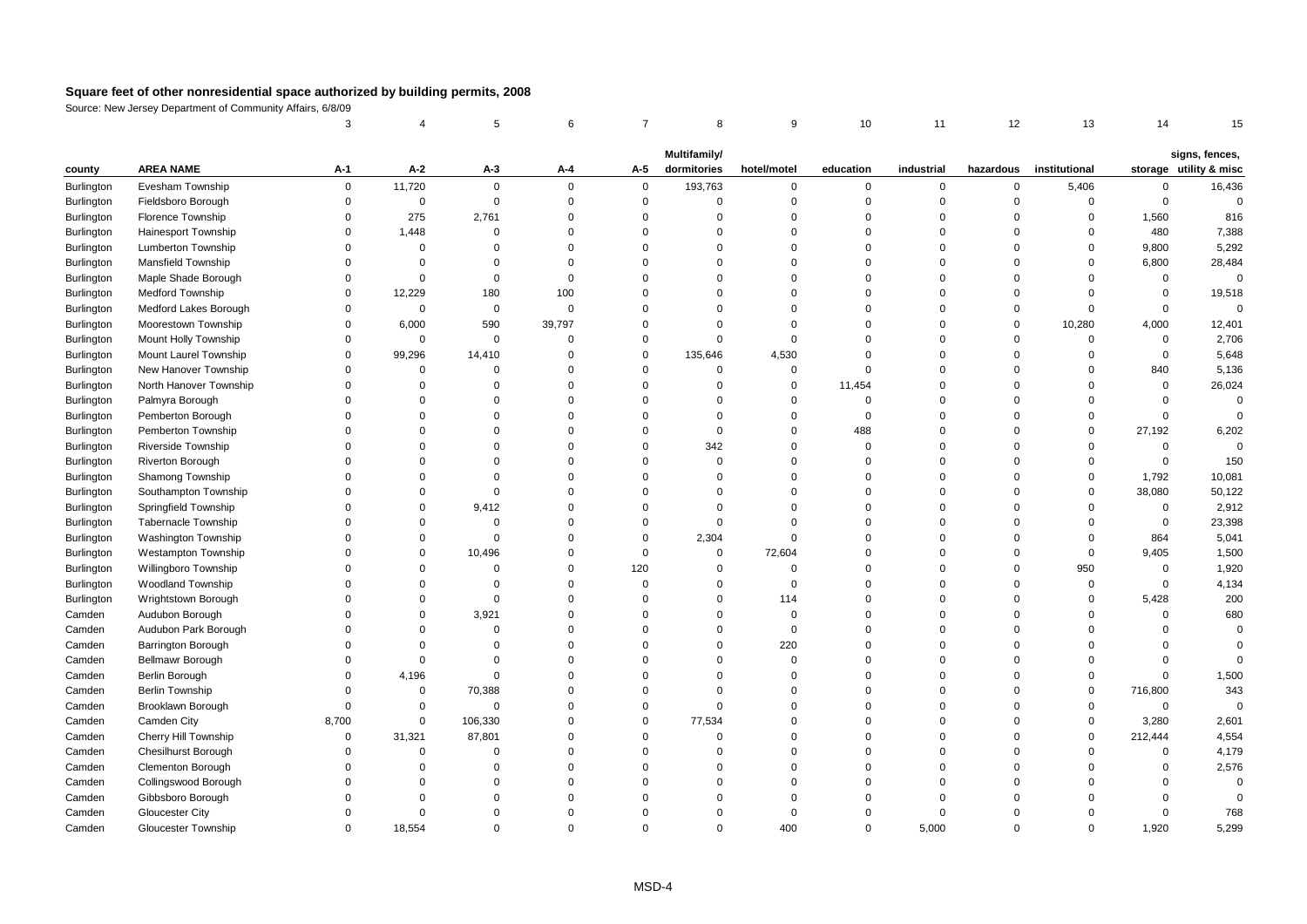# Square feet of other nonresidential space authorized by building permits, 2008

Source: New Jersey Department of Community Affairs, 6/8/09

| | | 3 | 4 | 5 | 6 | 7 | 8 | 9 | 10 | 11 | 12 | 13 | 14 | 15 |
|---|---|---|---|---|---|---|---|---|---|---|---|---|---|---|
| county | AREA NAME | A-1 | A-2 | A-3 | A-4 | A-5 | Multifamily/ dormitories | hotel/motel | education | industrial | hazardous | institutional | storage | signs, fences, utility & misc |
| Burlington | Evesham Township | 0 | 11,720 | 0 | 0 | 0 | 193,763 | 0 | 0 | 0 | 0 | 5,406 | 0 | 16,436 |
| Burlington | Fieldsboro Borough | 0 | 0 | 0 | 0 | 0 | 0 | 0 | 0 | 0 | 0 | 0 | 0 | 0 |
| Burlington | Florence Township | 0 | 275 | 2,761 | 0 | 0 | 0 | 0 | 0 | 0 | 0 | 0 | 1,560 | 816 |
| Burlington | Hainesport Township | 0 | 1,448 | 0 | 0 | 0 | 0 | 0 | 0 | 0 | 0 | 0 | 480 | 7,388 |
| Burlington | Lumberton Township | 0 | 0 | 0 | 0 | 0 | 0 | 0 | 0 | 0 | 0 | 0 | 9,800 | 5,292 |
| Burlington | Mansfield Township | 0 | 0 | 0 | 0 | 0 | 0 | 0 | 0 | 0 | 0 | 0 | 6,800 | 28,484 |
| Burlington | Maple Shade Borough | 0 | 0 | 0 | 0 | 0 | 0 | 0 | 0 | 0 | 0 | 0 | 0 | 0 |
| Burlington | Medford Township | 0 | 12,229 | 180 | 100 | 0 | 0 | 0 | 0 | 0 | 0 | 0 | 0 | 19,518 |
| Burlington | Medford Lakes Borough | 0 | 0 | 0 | 0 | 0 | 0 | 0 | 0 | 0 | 0 | 0 | 0 | 0 |
| Burlington | Moorestown Township | 0 | 6,000 | 590 | 39,797 | 0 | 0 | 0 | 0 | 0 | 0 | 10,280 | 4,000 | 12,401 |
| Burlington | Mount Holly Township | 0 | 0 | 0 | 0 | 0 | 0 | 0 | 0 | 0 | 0 | 0 | 0 | 2,706 |
| Burlington | Mount Laurel Township | 0 | 99,296 | 14,410 | 0 | 0 | 135,646 | 4,530 | 0 | 0 | 0 | 0 | 0 | 5,648 |
| Burlington | New Hanover Township | 0 | 0 | 0 | 0 | 0 | 0 | 0 | 0 | 0 | 0 | 0 | 840 | 5,136 |
| Burlington | North Hanover Township | 0 | 0 | 0 | 0 | 0 | 0 | 0 | 11,454 | 0 | 0 | 0 | 0 | 26,024 |
| Burlington | Palmyra Borough | 0 | 0 | 0 | 0 | 0 | 0 | 0 | 0 | 0 | 0 | 0 | 0 | 0 |
| Burlington | Pemberton Borough | 0 | 0 | 0 | 0 | 0 | 0 | 0 | 0 | 0 | 0 | 0 | 0 | 0 |
| Burlington | Pemberton Township | 0 | 0 | 0 | 0 | 0 | 0 | 0 | 488 | 0 | 0 | 0 | 27,192 | 6,202 |
| Burlington | Riverside Township | 0 | 0 | 0 | 0 | 0 | 342 | 0 | 0 | 0 | 0 | 0 | 0 | 0 |
| Burlington | Riverton Borough | 0 | 0 | 0 | 0 | 0 | 0 | 0 | 0 | 0 | 0 | 0 | 0 | 150 |
| Burlington | Shamong Township | 0 | 0 | 0 | 0 | 0 | 0 | 0 | 0 | 0 | 0 | 0 | 1,792 | 10,081 |
| Burlington | Southampton Township | 0 | 0 | 0 | 0 | 0 | 0 | 0 | 0 | 0 | 0 | 0 | 38,080 | 50,122 |
| Burlington | Springfield Township | 0 | 0 | 9,412 | 0 | 0 | 0 | 0 | 0 | 0 | 0 | 0 | 0 | 2,912 |
| Burlington | Tabernacle Township | 0 | 0 | 0 | 0 | 0 | 0 | 0 | 0 | 0 | 0 | 0 | 0 | 23,398 |
| Burlington | Washington Township | 0 | 0 | 0 | 0 | 0 | 2,304 | 0 | 0 | 0 | 0 | 0 | 864 | 5,041 |
| Burlington | Westampton Township | 0 | 0 | 10,496 | 0 | 0 | 0 | 72,604 | 0 | 0 | 0 | 0 | 9,405 | 1,500 |
| Burlington | Willingboro Township | 0 | 0 | 0 | 0 | 120 | 0 | 0 | 0 | 0 | 0 | 950 | 0 | 1,920 |
| Burlington | Woodland Township | 0 | 0 | 0 | 0 | 0 | 0 | 0 | 0 | 0 | 0 | 0 | 0 | 4,134 |
| Burlington | Wrightstown Borough | 0 | 0 | 0 | 0 | 0 | 0 | 114 | 0 | 0 | 0 | 0 | 5,428 | 200 |
| Camden | Audubon Borough | 0 | 0 | 3,921 | 0 | 0 | 0 | 0 | 0 | 0 | 0 | 0 | 0 | 680 |
| Camden | Audubon Park Borough | 0 | 0 | 0 | 0 | 0 | 0 | 0 | 0 | 0 | 0 | 0 | 0 | 0 |
| Camden | Barrington Borough | 0 | 0 | 0 | 0 | 0 | 0 | 220 | 0 | 0 | 0 | 0 | 0 | 0 |
| Camden | Bellmawr Borough | 0 | 0 | 0 | 0 | 0 | 0 | 0 | 0 | 0 | 0 | 0 | 0 | 0 |
| Camden | Berlin Borough | 0 | 4,196 | 0 | 0 | 0 | 0 | 0 | 0 | 0 | 0 | 0 | 0 | 1,500 |
| Camden | Berlin Township | 0 | 0 | 70,388 | 0 | 0 | 0 | 0 | 0 | 0 | 0 | 0 | 716,800 | 343 |
| Camden | Brooklawn Borough | 0 | 0 | 0 | 0 | 0 | 0 | 0 | 0 | 0 | 0 | 0 | 0 | 0 |
| Camden | Camden City | 8,700 | 0 | 106,330 | 0 | 0 | 77,534 | 0 | 0 | 0 | 0 | 0 | 3,280 | 2,601 |
| Camden | Cherry Hill Township | 0 | 31,321 | 87,801 | 0 | 0 | 0 | 0 | 0 | 0 | 0 | 0 | 212,444 | 4,554 |
| Camden | Chesilhurst Borough | 0 | 0 | 0 | 0 | 0 | 0 | 0 | 0 | 0 | 0 | 0 | 0 | 4,179 |
| Camden | Clementon Borough | 0 | 0 | 0 | 0 | 0 | 0 | 0 | 0 | 0 | 0 | 0 | 0 | 2,576 |
| Camden | Collingswood Borough | 0 | 0 | 0 | 0 | 0 | 0 | 0 | 0 | 0 | 0 | 0 | 0 | 0 |
| Camden | Gibbsboro Borough | 0 | 0 | 0 | 0 | 0 | 0 | 0 | 0 | 0 | 0 | 0 | 0 | 0 |
| Camden | Gloucester City | 0 | 0 | 0 | 0 | 0 | 0 | 0 | 0 | 0 | 0 | 0 | 0 | 768 |
| Camden | Gloucester Township | 0 | 18,554 | 0 | 0 | 0 | 0 | 400 | 0 | 5,000 | 0 | 0 | 1,920 | 5,299 |

MSD-4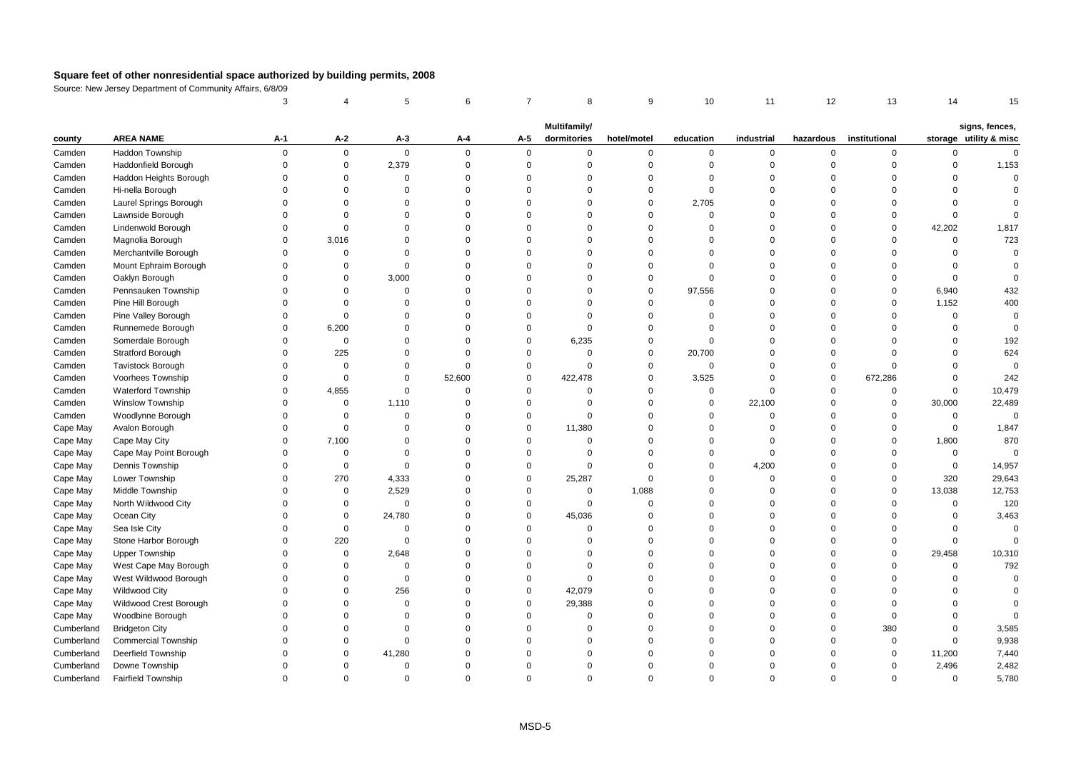# Square feet of other nonresidential space authorized by building permits, 2008

Source: New Jersey Department of Community Affairs, 6/8/09

| | | 3 | 4 | 5 | 6 | 7 | 8 | 9 | 10 | 11 | 12 | 13 | 14 | 15 |
|---|---|---|---|---|---|---|---|---|---|---|---|---|---|---|
| county | AREA NAME | A-1 | A-2 | A-3 | A-4 | A-5 | Multifamily/ dormitories | hotel/motel | education | industrial | hazardous | institutional | storage | signs, fences, utility & misc |
| Camden | Haddon Township | 0 | 0 | 0 | 0 | 0 | 0 | 0 | 0 | 0 | 0 | 0 | 0 | 0 |
| Camden | Haddonfield Borough | 0 | 0 | 2,379 | 0 | 0 | 0 | 0 | 0 | 0 | 0 | 0 | 0 | 1,153 |
| Camden | Haddon Heights Borough | 0 | 0 | 0 | 0 | 0 | 0 | 0 | 0 | 0 | 0 | 0 | 0 | 0 |
| Camden | Hi-nella Borough | 0 | 0 | 0 | 0 | 0 | 0 | 0 | 0 | 0 | 0 | 0 | 0 | 0 |
| Camden | Laurel Springs Borough | 0 | 0 | 0 | 0 | 0 | 0 | 0 | 2,705 | 0 | 0 | 0 | 0 | 0 |
| Camden | Lawnside Borough | 0 | 0 | 0 | 0 | 0 | 0 | 0 | 0 | 0 | 0 | 0 | 0 | 0 |
| Camden | Lindenwold Borough | 0 | 0 | 0 | 0 | 0 | 0 | 0 | 0 | 0 | 0 | 0 | 42,202 | 1,817 |
| Camden | Magnolia Borough | 0 | 3,016 | 0 | 0 | 0 | 0 | 0 | 0 | 0 | 0 | 0 | 0 | 723 |
| Camden | Merchantville Borough | 0 | 0 | 0 | 0 | 0 | 0 | 0 | 0 | 0 | 0 | 0 | 0 | 0 |
| Camden | Mount Ephraim Borough | 0 | 0 | 0 | 0 | 0 | 0 | 0 | 0 | 0 | 0 | 0 | 0 | 0 |
| Camden | Oaklyn Borough | 0 | 0 | 3,000 | 0 | 0 | 0 | 0 | 0 | 0 | 0 | 0 | 0 | 0 |
| Camden | Pennsauken Township | 0 | 0 | 0 | 0 | 0 | 0 | 0 | 97,556 | 0 | 0 | 0 | 6,940 | 432 |
| Camden | Pine Hill Borough | 0 | 0 | 0 | 0 | 0 | 0 | 0 | 0 | 0 | 0 | 0 | 1,152 | 400 |
| Camden | Pine Valley Borough | 0 | 0 | 0 | 0 | 0 | 0 | 0 | 0 | 0 | 0 | 0 | 0 | 0 |
| Camden | Runnemede Borough | 0 | 6,200 | 0 | 0 | 0 | 0 | 0 | 0 | 0 | 0 | 0 | 0 | 0 |
| Camden | Somerdale Borough | 0 | 0 | 0 | 0 | 0 | 6,235 | 0 | 0 | 0 | 0 | 0 | 0 | 192 |
| Camden | Stratford Borough | 0 | 225 | 0 | 0 | 0 | 0 | 0 | 20,700 | 0 | 0 | 0 | 0 | 624 |
| Camden | Tavistock Borough | 0 | 0 | 0 | 0 | 0 | 0 | 0 | 0 | 0 | 0 | 0 | 0 | 0 |
| Camden | Voorhees Township | 0 | 0 | 0 | 52,600 | 0 | 422,478 | 0 | 3,525 | 0 | 0 | 672,286 | 0 | 242 |
| Camden | Waterford Township | 0 | 4,855 | 0 | 0 | 0 | 0 | 0 | 0 | 0 | 0 | 0 | 0 | 10,479 |
| Camden | Winslow Township | 0 | 0 | 1,110 | 0 | 0 | 0 | 0 | 0 | 22,100 | 0 | 0 | 30,000 | 22,489 |
| Camden | Woodlynne Borough | 0 | 0 | 0 | 0 | 0 | 0 | 0 | 0 | 0 | 0 | 0 | 0 | 0 |
| Cape May | Avalon Borough | 0 | 0 | 0 | 0 | 0 | 11,380 | 0 | 0 | 0 | 0 | 0 | 0 | 1,847 |
| Cape May | Cape May City | 0 | 7,100 | 0 | 0 | 0 | 0 | 0 | 0 | 0 | 0 | 0 | 1,800 | 870 |
| Cape May | Cape May Point Borough | 0 | 0 | 0 | 0 | 0 | 0 | 0 | 0 | 0 | 0 | 0 | 0 | 0 |
| Cape May | Dennis Township | 0 | 0 | 0 | 0 | 0 | 0 | 0 | 0 | 4,200 | 0 | 0 | 0 | 14,957 |
| Cape May | Lower Township | 0 | 270 | 4,333 | 0 | 0 | 25,287 | 0 | 0 | 0 | 0 | 0 | 320 | 29,643 |
| Cape May | Middle Township | 0 | 0 | 2,529 | 0 | 0 | 0 | 1,088 | 0 | 0 | 0 | 0 | 13,038 | 12,753 |
| Cape May | North Wildwood City | 0 | 0 | 0 | 0 | 0 | 0 | 0 | 0 | 0 | 0 | 0 | 0 | 120 |
| Cape May | Ocean City | 0 | 0 | 24,780 | 0 | 0 | 45,036 | 0 | 0 | 0 | 0 | 0 | 0 | 3,463 |
| Cape May | Sea Isle City | 0 | 0 | 0 | 0 | 0 | 0 | 0 | 0 | 0 | 0 | 0 | 0 | 0 |
| Cape May | Stone Harbor Borough | 0 | 220 | 0 | 0 | 0 | 0 | 0 | 0 | 0 | 0 | 0 | 0 | 0 |
| Cape May | Upper Township | 0 | 0 | 2,648 | 0 | 0 | 0 | 0 | 0 | 0 | 0 | 0 | 29,458 | 10,310 |
| Cape May | West Cape May Borough | 0 | 0 | 0 | 0 | 0 | 0 | 0 | 0 | 0 | 0 | 0 | 0 | 792 |
| Cape May | West Wildwood Borough | 0 | 0 | 0 | 0 | 0 | 0 | 0 | 0 | 0 | 0 | 0 | 0 | 0 |
| Cape May | Wildwood City | 0 | 0 | 256 | 0 | 0 | 42,079 | 0 | 0 | 0 | 0 | 0 | 0 | 0 |
| Cape May | Wildwood Crest Borough | 0 | 0 | 0 | 0 | 0 | 29,388 | 0 | 0 | 0 | 0 | 0 | 0 | 0 |
| Cape May | Woodbine Borough | 0 | 0 | 0 | 0 | 0 | 0 | 0 | 0 | 0 | 0 | 0 | 0 | 0 |
| Cumberland | Bridgeton City | 0 | 0 | 0 | 0 | 0 | 0 | 0 | 0 | 0 | 0 | 380 | 0 | 3,585 |
| Cumberland | Commercial Township | 0 | 0 | 0 | 0 | 0 | 0 | 0 | 0 | 0 | 0 | 0 | 0 | 9,938 |
| Cumberland | Deerfield Township | 0 | 0 | 41,280 | 0 | 0 | 0 | 0 | 0 | 0 | 0 | 0 | 11,200 | 7,440 |
| Cumberland | Downe Township | 0 | 0 | 0 | 0 | 0 | 0 | 0 | 0 | 0 | 0 | 0 | 2,496 | 2,482 |
| Cumberland | Fairfield Township | 0 | 0 | 0 | 0 | 0 | 0 | 0 | 0 | 0 | 0 | 0 | 0 | 5,780 |

MSD-5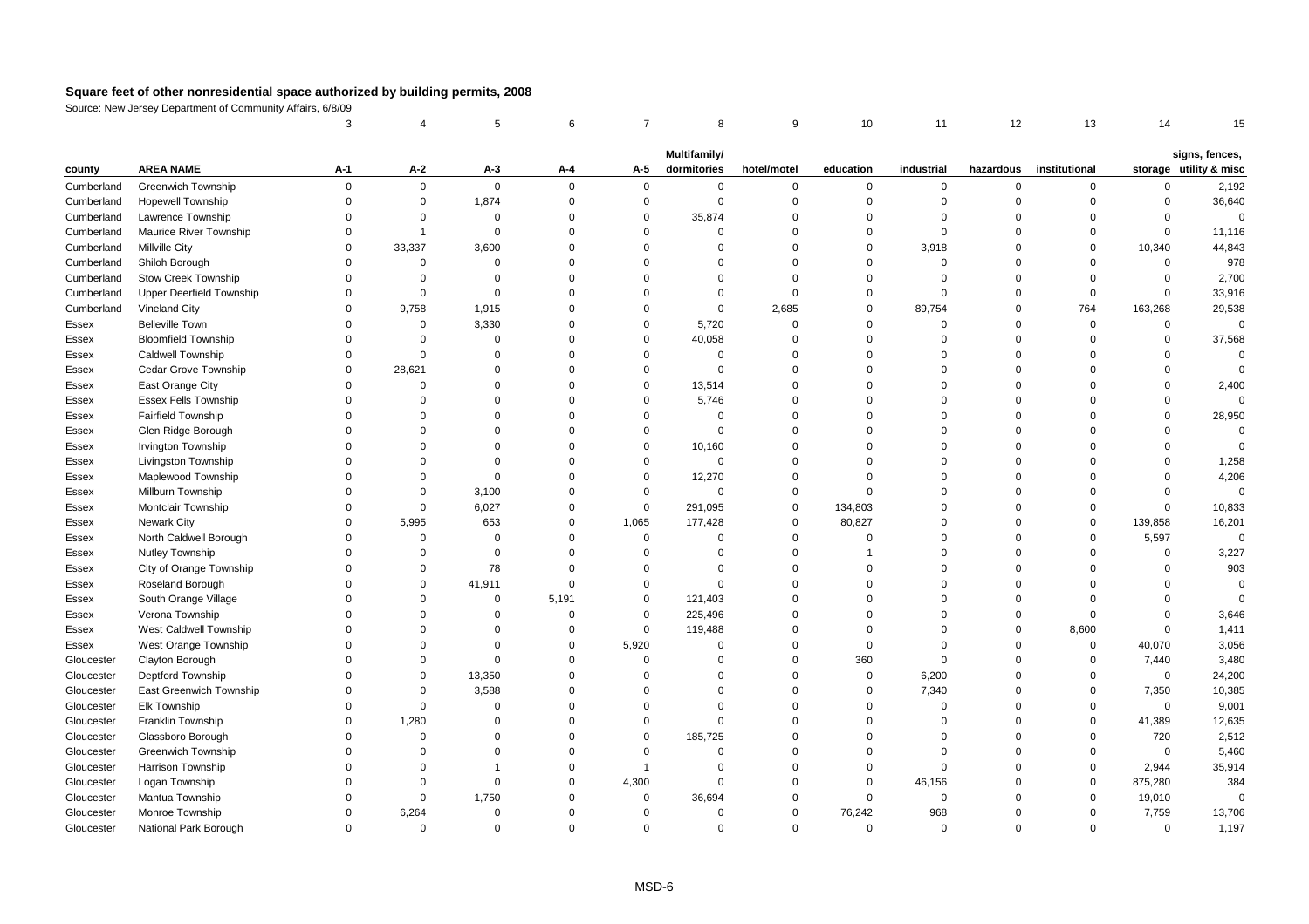# Square feet of other nonresidential space authorized by building permits, 2008

Source: New Jersey Department of Community Affairs, 6/8/09

| | | 3 | 4 | 5 | 6 | 7 | 8 | 9 | 10 | 11 | 12 | 13 | 14 | 15 |
|---|---|---|---|---|---|---|---|---|---|---|---|---|---|---|
| county | AREA NAME | A-1 | A-2 | A-3 | A-4 | A-5 | Multifamily/ dormitories | hotel/motel | education | industrial | hazardous | institutional | storage | signs, fences, utility & misc |
| Cumberland | Greenwich Township | 0 | 0 | 0 | 0 | 0 | 0 | 0 | 0 | 0 | 0 | 0 | 0 | 2,192 |
| Cumberland | Hopewell Township | 0 | 0 | 1,874 | 0 | 0 | 0 | 0 | 0 | 0 | 0 | 0 | 0 | 36,640 |
| Cumberland | Lawrence Township | 0 | 0 | 0 | 0 | 0 | 35,874 | 0 | 0 | 0 | 0 | 0 | 0 | 0 |
| Cumberland | Maurice River Township | 0 | 1 | 0 | 0 | 0 | 0 | 0 | 0 | 0 | 0 | 0 | 0 | 11,116 |
| Cumberland | Millville City | 0 | 33,337 | 3,600 | 0 | 0 | 0 | 0 | 0 | 3,918 | 0 | 0 | 10,340 | 44,843 |
| Cumberland | Shiloh Borough | 0 | 0 | 0 | 0 | 0 | 0 | 0 | 0 | 0 | 0 | 0 | 0 | 978 |
| Cumberland | Stow Creek Township | 0 | 0 | 0 | 0 | 0 | 0 | 0 | 0 | 0 | 0 | 0 | 0 | 2,700 |
| Cumberland | Upper Deerfield Township | 0 | 0 | 0 | 0 | 0 | 0 | 0 | 0 | 0 | 0 | 0 | 0 | 33,916 |
| Cumberland | Vineland City | 0 | 9,758 | 1,915 | 0 | 0 | 0 | 2,685 | 0 | 89,754 | 0 | 764 | 163,268 | 29,538 |
| Essex | Belleville Town | 0 | 0 | 3,330 | 0 | 0 | 5,720 | 0 | 0 | 0 | 0 | 0 | 0 | 0 |
| Essex | Bloomfield Township | 0 | 0 | 0 | 0 | 0 | 40,058 | 0 | 0 | 0 | 0 | 0 | 0 | 37,568 |
| Essex | Caldwell Township | 0 | 0 | 0 | 0 | 0 | 0 | 0 | 0 | 0 | 0 | 0 | 0 | 0 |
| Essex | Cedar Grove Township | 0 | 28,621 | 0 | 0 | 0 | 0 | 0 | 0 | 0 | 0 | 0 | 0 | 0 |
| Essex | East Orange City | 0 | 0 | 0 | 0 | 0 | 13,514 | 0 | 0 | 0 | 0 | 0 | 0 | 2,400 |
| Essex | Essex Fells Township | 0 | 0 | 0 | 0 | 0 | 5,746 | 0 | 0 | 0 | 0 | 0 | 0 | 0 |
| Essex | Fairfield Township | 0 | 0 | 0 | 0 | 0 | 0 | 0 | 0 | 0 | 0 | 0 | 0 | 28,950 |
| Essex | Glen Ridge Borough | 0 | 0 | 0 | 0 | 0 | 0 | 0 | 0 | 0 | 0 | 0 | 0 | 0 |
| Essex | Irvington Township | 0 | 0 | 0 | 0 | 0 | 10,160 | 0 | 0 | 0 | 0 | 0 | 0 | 0 |
| Essex | Livingston Township | 0 | 0 | 0 | 0 | 0 | 0 | 0 | 0 | 0 | 0 | 0 | 0 | 1,258 |
| Essex | Maplewood Township | 0 | 0 | 0 | 0 | 0 | 12,270 | 0 | 0 | 0 | 0 | 0 | 0 | 4,206 |
| Essex | Millburn Township | 0 | 0 | 3,100 | 0 | 0 | 0 | 0 | 0 | 0 | 0 | 0 | 0 | 0 |
| Essex | Montclair Township | 0 | 0 | 6,027 | 0 | 0 | 291,095 | 0 | 134,803 | 0 | 0 | 0 | 0 | 10,833 |
| Essex | Newark City | 0 | 5,995 | 653 | 0 | 1,065 | 177,428 | 0 | 80,827 | 0 | 0 | 0 | 139,858 | 16,201 |
| Essex | North Caldwell Borough | 0 | 0 | 0 | 0 | 0 | 0 | 0 | 0 | 0 | 0 | 0 | 5,597 | 0 |
| Essex | Nutley Township | 0 | 0 | 0 | 0 | 0 | 0 | 0 | 1 | 0 | 0 | 0 | 0 | 3,227 |
| Essex | City of Orange Township | 0 | 0 | 78 | 0 | 0 | 0 | 0 | 0 | 0 | 0 | 0 | 0 | 903 |
| Essex | Roseland Borough | 0 | 0 | 41,911 | 0 | 0 | 0 | 0 | 0 | 0 | 0 | 0 | 0 | 0 |
| Essex | South Orange Village | 0 | 0 | 0 | 5,191 | 0 | 121,403 | 0 | 0 | 0 | 0 | 0 | 0 | 0 |
| Essex | Verona Township | 0 | 0 | 0 | 0 | 0 | 225,496 | 0 | 0 | 0 | 0 | 0 | 0 | 3,646 |
| Essex | West Caldwell Township | 0 | 0 | 0 | 0 | 0 | 119,488 | 0 | 0 | 0 | 0 | 8,600 | 0 | 1,411 |
| Essex | West Orange Township | 0 | 0 | 0 | 0 | 5,920 | 0 | 0 | 0 | 0 | 0 | 0 | 40,070 | 3,056 |
| Gloucester | Clayton Borough | 0 | 0 | 0 | 0 | 0 | 0 | 0 | 360 | 0 | 0 | 0 | 7,440 | 3,480 |
| Gloucester | Deptford Township | 0 | 0 | 13,350 | 0 | 0 | 0 | 0 | 0 | 6,200 | 0 | 0 | 0 | 24,200 |
| Gloucester | East Greenwich Township | 0 | 0 | 3,588 | 0 | 0 | 0 | 0 | 0 | 7,340 | 0 | 0 | 7,350 | 10,385 |
| Gloucester | Elk Township | 0 | 0 | 0 | 0 | 0 | 0 | 0 | 0 | 0 | 0 | 0 | 0 | 9,001 |
| Gloucester | Franklin Township | 0 | 1,280 | 0 | 0 | 0 | 0 | 0 | 0 | 0 | 0 | 0 | 41,389 | 12,635 |
| Gloucester | Glassboro Borough | 0 | 0 | 0 | 0 | 0 | 185,725 | 0 | 0 | 0 | 0 | 0 | 720 | 2,512 |
| Gloucester | Greenwich Township | 0 | 0 | 0 | 0 | 0 | 0 | 0 | 0 | 0 | 0 | 0 | 0 | 5,460 |
| Gloucester | Harrison Township | 0 | 0 | 1 | 0 | 1 | 0 | 0 | 0 | 0 | 0 | 0 | 2,944 | 35,914 |
| Gloucester | Logan Township | 0 | 0 | 0 | 0 | 4,300 | 0 | 0 | 0 | 46,156 | 0 | 0 | 875,280 | 384 |
| Gloucester | Mantua Township | 0 | 0 | 1,750 | 0 | 0 | 36,694 | 0 | 0 | 0 | 0 | 0 | 19,010 | 0 |
| Gloucester | Monroe Township | 0 | 6,264 | 0 | 0 | 0 | 0 | 0 | 76,242 | 968 | 0 | 0 | 7,759 | 13,706 |
| Gloucester | National Park Borough | 0 | 0 | 0 | 0 | 0 | 0 | 0 | 0 | 0 | 0 | 0 | 0 | 1,197 |

MSD-6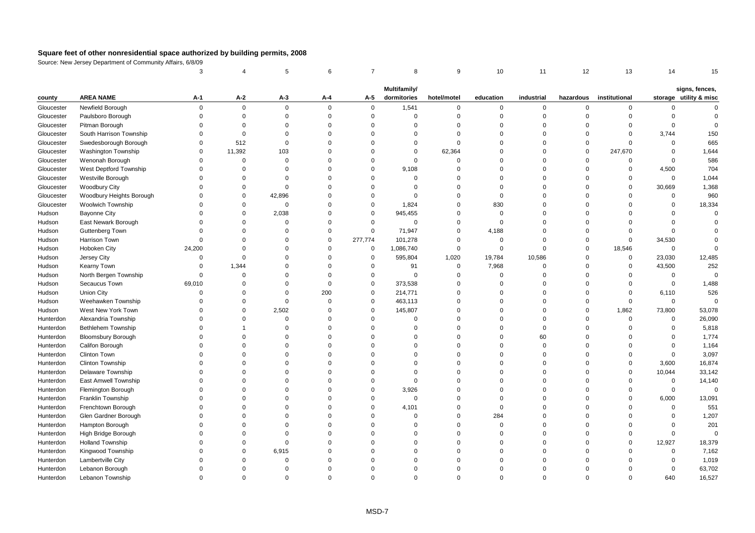# Square feet of other nonresidential space authorized by building permits, 2008

Source: New Jersey Department of Community Affairs, 6/8/09

| | | 3 | 4 | 5 | 6 | 7 | 8 | 9 | 10 | 11 | 12 | 13 | 14 | 15 |
|---|---|---|---|---|---|---|---|---|---|---|---|---|---|---|
| county | AREA NAME | A-1 | A-2 | A-3 | A-4 | A-5 | Multifamily/ dormitories | hotel/motel | education | industrial | hazardous | institutional | storage | signs, fences, utility & misc |
| Gloucester | Newfield Borough | 0 | 0 | 0 | 0 | 0 | 1,541 | 0 | 0 | 0 | 0 | 0 | 0 | 0 |
| Gloucester | Paulsboro Borough | 0 | 0 | 0 | 0 | 0 | 0 | 0 | 0 | 0 | 0 | 0 | 0 | 0 |
| Gloucester | Pitman Borough | 0 | 0 | 0 | 0 | 0 | 0 | 0 | 0 | 0 | 0 | 0 | 0 | 0 |
| Gloucester | South Harrison Township | 0 | 0 | 0 | 0 | 0 | 0 | 0 | 0 | 0 | 0 | 0 | 3,744 | 150 |
| Gloucester | Swedesborough Borough | 0 | 512 | 0 | 0 | 0 | 0 | 0 | 0 | 0 | 0 | 0 | 0 | 665 |
| Gloucester | Washington Township | 0 | 11,392 | 103 | 0 | 0 | 0 | 62,364 | 0 | 0 | 0 | 247,670 | 0 | 1,644 |
| Gloucester | Wenonah Borough | 0 | 0 | 0 | 0 | 0 | 0 | 0 | 0 | 0 | 0 | 0 | 0 | 586 |
| Gloucester | West Deptford Township | 0 | 0 | 0 | 0 | 0 | 9,108 | 0 | 0 | 0 | 0 | 0 | 4,500 | 704 |
| Gloucester | Westville Borough | 0 | 0 | 0 | 0 | 0 | 0 | 0 | 0 | 0 | 0 | 0 | 0 | 1,044 |
| Gloucester | Woodbury City | 0 | 0 | 0 | 0 | 0 | 0 | 0 | 0 | 0 | 0 | 0 | 30,669 | 1,368 |
| Gloucester | Woodbury Heights Borough | 0 | 0 | 42,896 | 0 | 0 | 0 | 0 | 0 | 0 | 0 | 0 | 0 | 960 |
| Gloucester | Woolwich Township | 0 | 0 | 0 | 0 | 0 | 1,824 | 0 | 830 | 0 | 0 | 0 | 0 | 18,334 |
| Hudson | Bayonne City | 0 | 0 | 2,038 | 0 | 0 | 945,455 | 0 | 0 | 0 | 0 | 0 | 0 | 0 |
| Hudson | East Newark Borough | 0 | 0 | 0 | 0 | 0 | 0 | 0 | 0 | 0 | 0 | 0 | 0 | 0 |
| Hudson | Guttenberg Town | 0 | 0 | 0 | 0 | 0 | 71,947 | 0 | 4,188 | 0 | 0 | 0 | 0 | 0 |
| Hudson | Harrison Town | 0 | 0 | 0 | 0 | 277,774 | 101,278 | 0 | 0 | 0 | 0 | 0 | 34,530 | 0 |
| Hudson | Hoboken City | 24,200 | 0 | 0 | 0 | 0 | 1,086,740 | 0 | 0 | 0 | 0 | 18,546 | 0 | 0 |
| Hudson | Jersey City | 0 | 0 | 0 | 0 | 0 | 595,804 | 1,020 | 19,784 | 10,586 | 0 | 0 | 23,030 | 12,485 |
| Hudson | Kearny Town | 0 | 1,344 | 0 | 0 | 0 | 91 | 0 | 7,968 | 0 | 0 | 0 | 43,500 | 252 |
| Hudson | North Bergen Township | 0 | 0 | 0 | 0 | 0 | 0 | 0 | 0 | 0 | 0 | 0 | 0 | 0 |
| Hudson | Secaucus Town | 69,010 | 0 | 0 | 0 | 0 | 373,538 | 0 | 0 | 0 | 0 | 0 | 0 | 1,488 |
| Hudson | Union City | 0 | 0 | 0 | 200 | 0 | 214,771 | 0 | 0 | 0 | 0 | 0 | 6,110 | 526 |
| Hudson | Weehawken Township | 0 | 0 | 0 | 0 | 0 | 463,113 | 0 | 0 | 0 | 0 | 0 | 0 | 0 |
| Hudson | West New York Town | 0 | 0 | 2,502 | 0 | 0 | 145,807 | 0 | 0 | 0 | 0 | 1,862 | 73,800 | 53,078 |
| Hunterdon | Alexandria Township | 0 | 0 | 0 | 0 | 0 | 0 | 0 | 0 | 0 | 0 | 0 | 0 | 26,090 |
| Hunterdon | Bethlehem Township | 0 | 1 | 0 | 0 | 0 | 0 | 0 | 0 | 0 | 0 | 0 | 0 | 5,818 |
| Hunterdon | Bloomsbury Borough | 0 | 0 | 0 | 0 | 0 | 0 | 0 | 0 | 60 | 0 | 0 | 0 | 1,774 |
| Hunterdon | Califon Borough | 0 | 0 | 0 | 0 | 0 | 0 | 0 | 0 | 0 | 0 | 0 | 0 | 1,164 |
| Hunterdon | Clinton Town | 0 | 0 | 0 | 0 | 0 | 0 | 0 | 0 | 0 | 0 | 0 | 0 | 3,097 |
| Hunterdon | Clinton Township | 0 | 0 | 0 | 0 | 0 | 0 | 0 | 0 | 0 | 0 | 0 | 3,600 | 16,874 |
| Hunterdon | Delaware Township | 0 | 0 | 0 | 0 | 0 | 0 | 0 | 0 | 0 | 0 | 0 | 10,044 | 33,142 |
| Hunterdon | East Amwell Township | 0 | 0 | 0 | 0 | 0 | 0 | 0 | 0 | 0 | 0 | 0 | 0 | 14,140 |
| Hunterdon | Flemington Borough | 0 | 0 | 0 | 0 | 0 | 3,926 | 0 | 0 | 0 | 0 | 0 | 0 | 0 |
| Hunterdon | Franklin Township | 0 | 0 | 0 | 0 | 0 | 0 | 0 | 0 | 0 | 0 | 0 | 6,000 | 13,091 |
| Hunterdon | Frenchtown Borough | 0 | 0 | 0 | 0 | 0 | 4,101 | 0 | 0 | 0 | 0 | 0 | 0 | 551 |
| Hunterdon | Glen Gardner Borough | 0 | 0 | 0 | 0 | 0 | 0 | 0 | 284 | 0 | 0 | 0 | 0 | 1,207 |
| Hunterdon | Hampton Borough | 0 | 0 | 0 | 0 | 0 | 0 | 0 | 0 | 0 | 0 | 0 | 0 | 201 |
| Hunterdon | High Bridge Borough | 0 | 0 | 0 | 0 | 0 | 0 | 0 | 0 | 0 | 0 | 0 | 0 | 0 |
| Hunterdon | Holland Township | 0 | 0 | 0 | 0 | 0 | 0 | 0 | 0 | 0 | 0 | 0 | 12,927 | 18,379 |
| Hunterdon | Kingwood Township | 0 | 0 | 6,915 | 0 | 0 | 0 | 0 | 0 | 0 | 0 | 0 | 0 | 7,162 |
| Hunterdon | Lambertville City | 0 | 0 | 0 | 0 | 0 | 0 | 0 | 0 | 0 | 0 | 0 | 0 | 1,019 |
| Hunterdon | Lebanon Borough | 0 | 0 | 0 | 0 | 0 | 0 | 0 | 0 | 0 | 0 | 0 | 0 | 63,702 |
| Hunterdon | Lebanon Township | 0 | 0 | 0 | 0 | 0 | 0 | 0 | 0 | 0 | 0 | 0 | 640 | 16,527 |

MSD-7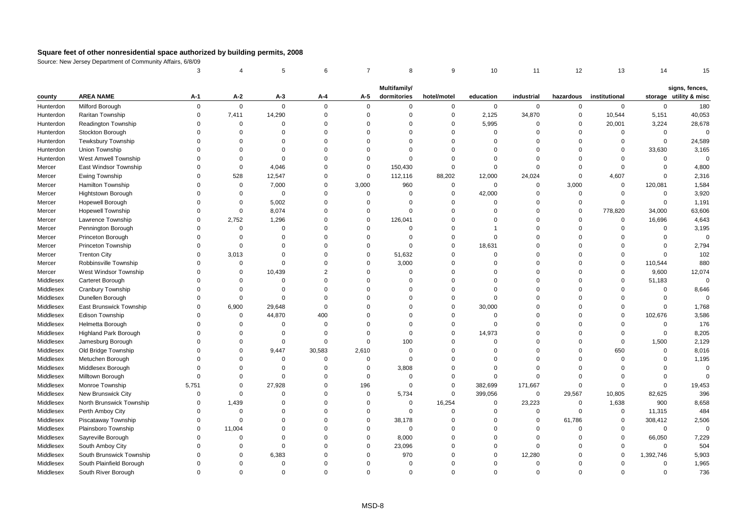## Square feet of other nonresidential space authorized by building permits, 2008

Source: New Jersey Department of Community Affairs, 6/8/09

| | | 3 | 4 | 5 | 6 | 7 | 8 | 9 | 10 | 11 | 12 | 13 | 14 | 15 |
|---|---|---|---|---|---|---|---|---|---|---|---|---|---|---|
| county | AREA NAME | A-1 | A-2 | A-3 | A-4 | A-5 | Multifamily/ dormitories | hotel/motel | education | industrial | hazardous | institutional | storage | signs, fences, utility & misc |
| Hunterdon | Milford Borough | 0 | 0 | 0 | 0 | 0 | 0 | 0 | 0 | 0 | 0 | 0 | 0 | 180 |
| Hunterdon | Raritan Township | 0 | 7,411 | 14,290 | 0 | 0 | 0 | 0 | 2,125 | 34,870 | 0 | 10,544 | 5,151 | 40,053 |
| Hunterdon | Readington Township | 0 | 0 | 0 | 0 | 0 | 0 | 0 | 5,995 | 0 | 0 | 20,001 | 3,224 | 28,678 |
| Hunterdon | Stockton Borough | 0 | 0 | 0 | 0 | 0 | 0 | 0 | 0 | 0 | 0 | 0 | 0 | 0 |
| Hunterdon | Tewksbury Township | 0 | 0 | 0 | 0 | 0 | 0 | 0 | 0 | 0 | 0 | 0 | 0 | 24,589 |
| Hunterdon | Union Township | 0 | 0 | 0 | 0 | 0 | 0 | 0 | 0 | 0 | 0 | 0 | 33,630 | 3,165 |
| Hunterdon | West Amwell Township | 0 | 0 | 0 | 0 | 0 | 0 | 0 | 0 | 0 | 0 | 0 | 0 | 0 |
| Mercer | East Windsor Township | 0 | 0 | 4,046 | 0 | 0 | 150,430 | 0 | 0 | 0 | 0 | 0 | 0 | 4,800 |
| Mercer | Ewing Township | 0 | 528 | 12,547 | 0 | 0 | 112,116 | 88,202 | 12,000 | 24,024 | 0 | 4,607 | 0 | 2,316 |
| Mercer | Hamilton Township | 0 | 0 | 7,000 | 0 | 3,000 | 960 | 0 | 0 | 0 | 3,000 | 0 | 120,081 | 1,584 |
| Mercer | Hightstown Borough | 0 | 0 | 0 | 0 | 0 | 0 | 0 | 42,000 | 0 | 0 | 0 | 0 | 3,920 |
| Mercer | Hopewell Borough | 0 | 0 | 5,002 | 0 | 0 | 0 | 0 | 0 | 0 | 0 | 0 | 0 | 1,191 |
| Mercer | Hopewell Township | 0 | 0 | 8,074 | 0 | 0 | 0 | 0 | 0 | 0 | 0 | 778,820 | 34,000 | 63,606 |
| Mercer | Lawrence Township | 0 | 2,752 | 1,296 | 0 | 0 | 126,041 | 0 | 0 | 0 | 0 | 0 | 16,696 | 4,643 |
| Mercer | Pennington Borough | 0 | 0 | 0 | 0 | 0 | 0 | 0 | 1 | 0 | 0 | 0 | 0 | 3,195 |
| Mercer | Princeton Borough | 0 | 0 | 0 | 0 | 0 | 0 | 0 | 0 | 0 | 0 | 0 | 0 | 0 |
| Mercer | Princeton Township | 0 | 0 | 0 | 0 | 0 | 0 | 0 | 18,631 | 0 | 0 | 0 | 0 | 2,794 |
| Mercer | Trenton City | 0 | 3,013 | 0 | 0 | 0 | 51,632 | 0 | 0 | 0 | 0 | 0 | 0 | 102 |
| Mercer | Robbinsville Township | 0 | 0 | 0 | 0 | 0 | 3,000 | 0 | 0 | 0 | 0 | 0 | 110,544 | 880 |
| Mercer | West Windsor Township | 0 | 0 | 10,439 | 2 | 0 | 0 | 0 | 0 | 0 | 0 | 0 | 9,600 | 12,074 |
| Middlesex | Carteret Borough | 0 | 0 | 0 | 0 | 0 | 0 | 0 | 0 | 0 | 0 | 0 | 51,183 | 0 |
| Middlesex | Cranbury Township | 0 | 0 | 0 | 0 | 0 | 0 | 0 | 0 | 0 | 0 | 0 | 0 | 8,646 |
| Middlesex | Dunellen Borough | 0 | 0 | 0 | 0 | 0 | 0 | 0 | 0 | 0 | 0 | 0 | 0 | 0 |
| Middlesex | East Brunswick Township | 0 | 6,900 | 29,648 | 0 | 0 | 0 | 0 | 30,000 | 0 | 0 | 0 | 0 | 1,768 |
| Middlesex | Edison Township | 0 | 0 | 44,870 | 400 | 0 | 0 | 0 | 0 | 0 | 0 | 0 | 102,676 | 3,586 |
| Middlesex | Helmetta Borough | 0 | 0 | 0 | 0 | 0 | 0 | 0 | 0 | 0 | 0 | 0 | 0 | 176 |
| Middlesex | Highland Park Borough | 0 | 0 | 0 | 0 | 0 | 0 | 0 | 14,973 | 0 | 0 | 0 | 0 | 8,205 |
| Middlesex | Jamesburg Borough | 0 | 0 | 0 | 0 | 0 | 100 | 0 | 0 | 0 | 0 | 0 | 1,500 | 2,129 |
| Middlesex | Old Bridge Township | 0 | 0 | 9,447 | 30,583 | 2,610 | 0 | 0 | 0 | 0 | 0 | 650 | 0 | 8,016 |
| Middlesex | Metuchen Borough | 0 | 0 | 0 | 0 | 0 | 0 | 0 | 0 | 0 | 0 | 0 | 0 | 1,195 |
| Middlesex | Middlesex Borough | 0 | 0 | 0 | 0 | 0 | 3,808 | 0 | 0 | 0 | 0 | 0 | 0 | 0 |
| Middlesex | Milltown Borough | 0 | 0 | 0 | 0 | 0 | 0 | 0 | 0 | 0 | 0 | 0 | 0 | 0 |
| Middlesex | Monroe Township | 5,751 | 0 | 27,928 | 0 | 196 | 0 | 0 | 382,699 | 171,667 | 0 | 0 | 0 | 19,453 |
| Middlesex | New Brunswick City | 0 | 0 | 0 | 0 | 0 | 5,734 | 0 | 399,056 | 0 | 29,567 | 10,805 | 82,625 | 396 |
| Middlesex | North Brunswick Township | 0 | 1,439 | 0 | 0 | 0 | 0 | 16,254 | 0 | 23,223 | 0 | 1,638 | 900 | 8,658 |
| Middlesex | Perth Amboy City | 0 | 0 | 0 | 0 | 0 | 0 | 0 | 0 | 0 | 0 | 0 | 11,315 | 484 |
| Middlesex | Piscataway Township | 0 | 0 | 0 | 0 | 0 | 38,178 | 0 | 0 | 0 | 61,786 | 0 | 308,412 | 2,506 |
| Middlesex | Plainsboro Township | 0 | 11,004 | 0 | 0 | 0 | 0 | 0 | 0 | 0 | 0 | 0 | 0 | 0 |
| Middlesex | Sayreville Borough | 0 | 0 | 0 | 0 | 0 | 8,000 | 0 | 0 | 0 | 0 | 0 | 66,050 | 7,229 |
| Middlesex | South Amboy City | 0 | 0 | 0 | 0 | 0 | 23,096 | 0 | 0 | 0 | 0 | 0 | 0 | 504 |
| Middlesex | South Brunswick Township | 0 | 0 | 6,383 | 0 | 0 | 970 | 0 | 0 | 12,280 | 0 | 0 | 1,392,746 | 5,903 |
| Middlesex | South Plainfield Borough | 0 | 0 | 0 | 0 | 0 | 0 | 0 | 0 | 0 | 0 | 0 | 0 | 1,965 |
| Middlesex | South River Borough | 0 | 0 | 0 | 0 | 0 | 0 | 0 | 0 | 0 | 0 | 0 | 0 | 736 |

MSD-8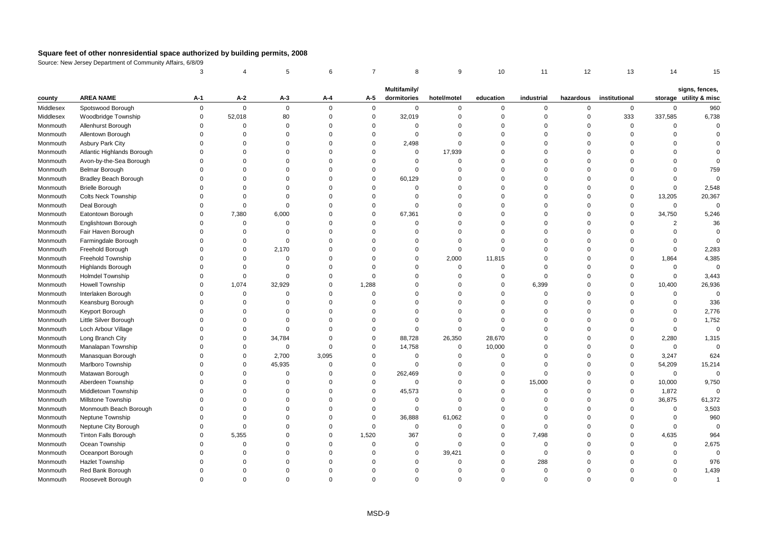## Square feet of other nonresidential space authorized by building permits, 2008

Source: New Jersey Department of Community Affairs, 6/8/09

| | | 3 | 4 | 5 | 6 | 7 | 8 | 9 | 10 | 11 | 12 | 13 | 14 | 15 |
|---|---|---|---|---|---|---|---|---|---|---|---|---|---|---|
| county | AREA NAME | A-1 | A-2 | A-3 | A-4 | A-5 | Multifamily/ dormitories | hotel/motel | education | industrial | hazardous | institutional | storage | signs, fences, utility & misc |
| Middlesex | Spotswood Borough | 0 | 0 | 0 | 0 | 0 | 0 | 0 | 0 | 0 | 0 | 0 | 0 | 960 |
| Middlesex | Woodbridge Township | 0 | 52,018 | 80 | 0 | 0 | 32,019 | 0 | 0 | 0 | 0 | 333 | 337,585 | 6,738 |
| Monmouth | Allenhurst Borough | 0 | 0 | 0 | 0 | 0 | 0 | 0 | 0 | 0 | 0 | 0 | 0 | 0 |
| Monmouth | Allentown Borough | 0 | 0 | 0 | 0 | 0 | 0 | 0 | 0 | 0 | 0 | 0 | 0 | 0 |
| Monmouth | Asbury Park City | 0 | 0 | 0 | 0 | 0 | 2,498 | 0 | 0 | 0 | 0 | 0 | 0 | 0 |
| Monmouth | Atlantic Highlands Borough | 0 | 0 | 0 | 0 | 0 | 0 | 17,939 | 0 | 0 | 0 | 0 | 0 | 0 |
| Monmouth | Avon-by-the-Sea Borough | 0 | 0 | 0 | 0 | 0 | 0 | 0 | 0 | 0 | 0 | 0 | 0 | 0 |
| Monmouth | Belmar Borough | 0 | 0 | 0 | 0 | 0 | 0 | 0 | 0 | 0 | 0 | 0 | 0 | 759 |
| Monmouth | Bradley Beach Borough | 0 | 0 | 0 | 0 | 0 | 60,129 | 0 | 0 | 0 | 0 | 0 | 0 | 0 |
| Monmouth | Brielle Borough | 0 | 0 | 0 | 0 | 0 | 0 | 0 | 0 | 0 | 0 | 0 | 0 | 2,548 |
| Monmouth | Colts Neck Township | 0 | 0 | 0 | 0 | 0 | 0 | 0 | 0 | 0 | 0 | 0 | 13,205 | 20,367 |
| Monmouth | Deal Borough | 0 | 0 | 0 | 0 | 0 | 0 | 0 | 0 | 0 | 0 | 0 | 0 | 0 |
| Monmouth | Eatontown Borough | 0 | 7,380 | 6,000 | 0 | 0 | 67,361 | 0 | 0 | 0 | 0 | 0 | 34,750 | 5,246 |
| Monmouth | Englishtown Borough | 0 | 0 | 0 | 0 | 0 | 0 | 0 | 0 | 0 | 0 | 0 | 2 | 36 |
| Monmouth | Fair Haven Borough | 0 | 0 | 0 | 0 | 0 | 0 | 0 | 0 | 0 | 0 | 0 | 0 | 0 |
| Monmouth | Farmingdale Borough | 0 | 0 | 0 | 0 | 0 | 0 | 0 | 0 | 0 | 0 | 0 | 0 | 0 |
| Monmouth | Freehold Borough | 0 | 0 | 2,170 | 0 | 0 | 0 | 0 | 0 | 0 | 0 | 0 | 0 | 2,283 |
| Monmouth | Freehold Township | 0 | 0 | 0 | 0 | 0 | 0 | 2,000 | 11,815 | 0 | 0 | 0 | 1,864 | 4,385 |
| Monmouth | Highlands Borough | 0 | 0 | 0 | 0 | 0 | 0 | 0 | 0 | 0 | 0 | 0 | 0 | 0 |
| Monmouth | Holmdel Township | 0 | 0 | 0 | 0 | 0 | 0 | 0 | 0 | 0 | 0 | 0 | 0 | 3,443 |
| Monmouth | Howell Township | 0 | 1,074 | 32,929 | 0 | 1,288 | 0 | 0 | 0 | 6,399 | 0 | 0 | 10,400 | 26,936 |
| Monmouth | Interlaken Borough | 0 | 0 | 0 | 0 | 0 | 0 | 0 | 0 | 0 | 0 | 0 | 0 | 0 |
| Monmouth | Keansburg Borough | 0 | 0 | 0 | 0 | 0 | 0 | 0 | 0 | 0 | 0 | 0 | 0 | 336 |
| Monmouth | Keyport Borough | 0 | 0 | 0 | 0 | 0 | 0 | 0 | 0 | 0 | 0 | 0 | 0 | 2,776 |
| Monmouth | Little Silver Borough | 0 | 0 | 0 | 0 | 0 | 0 | 0 | 0 | 0 | 0 | 0 | 0 | 1,752 |
| Monmouth | Loch Arbour Village | 0 | 0 | 0 | 0 | 0 | 0 | 0 | 0 | 0 | 0 | 0 | 0 | 0 |
| Monmouth | Long Branch City | 0 | 0 | 34,784 | 0 | 0 | 88,728 | 26,350 | 28,670 | 0 | 0 | 0 | 2,280 | 1,315 |
| Monmouth | Manalapan Township | 0 | 0 | 0 | 0 | 0 | 14,758 | 0 | 10,000 | 0 | 0 | 0 | 0 | 0 |
| Monmouth | Manasquan Borough | 0 | 0 | 2,700 | 3,095 | 0 | 0 | 0 | 0 | 0 | 0 | 0 | 3,247 | 624 |
| Monmouth | Marlboro Township | 0 | 0 | 45,935 | 0 | 0 | 0 | 0 | 0 | 0 | 0 | 0 | 54,209 | 15,214 |
| Monmouth | Matawan Borough | 0 | 0 | 0 | 0 | 0 | 262,469 | 0 | 0 | 0 | 0 | 0 | 0 | 0 |
| Monmouth | Aberdeen Township | 0 | 0 | 0 | 0 | 0 | 0 | 0 | 0 | 15,000 | 0 | 0 | 10,000 | 9,750 |
| Monmouth | Middletown Township | 0 | 0 | 0 | 0 | 0 | 45,573 | 0 | 0 | 0 | 0 | 0 | 1,872 | 0 |
| Monmouth | Millstone Township | 0 | 0 | 0 | 0 | 0 | 0 | 0 | 0 | 0 | 0 | 0 | 36,875 | 61,372 |
| Monmouth | Monmouth Beach Borough | 0 | 0 | 0 | 0 | 0 | 0 | 0 | 0 | 0 | 0 | 0 | 0 | 3,503 |
| Monmouth | Neptune Township | 0 | 0 | 0 | 0 | 0 | 36,888 | 61,062 | 0 | 0 | 0 | 0 | 0 | 960 |
| Monmouth | Neptune City Borough | 0 | 0 | 0 | 0 | 0 | 0 | 0 | 0 | 0 | 0 | 0 | 0 | 0 |
| Monmouth | Tinton Falls Borough | 0 | 5,355 | 0 | 0 | 1,520 | 367 | 0 | 0 | 7,498 | 0 | 0 | 4,635 | 964 |
| Monmouth | Ocean Township | 0 | 0 | 0 | 0 | 0 | 0 | 0 | 0 | 0 | 0 | 0 | 0 | 2,675 |
| Monmouth | Oceanport Borough | 0 | 0 | 0 | 0 | 0 | 0 | 39,421 | 0 | 0 | 0 | 0 | 0 | 0 |
| Monmouth | Hazlet Township | 0 | 0 | 0 | 0 | 0 | 0 | 0 | 0 | 288 | 0 | 0 | 0 | 976 |
| Monmouth | Red Bank Borough | 0 | 0 | 0 | 0 | 0 | 0 | 0 | 0 | 0 | 0 | 0 | 0 | 1,439 |
| Monmouth | Roosevelt Borough | 0 | 0 | 0 | 0 | 0 | 0 | 0 | 0 | 0 | 0 | 0 | 0 | 1 |

MSD-9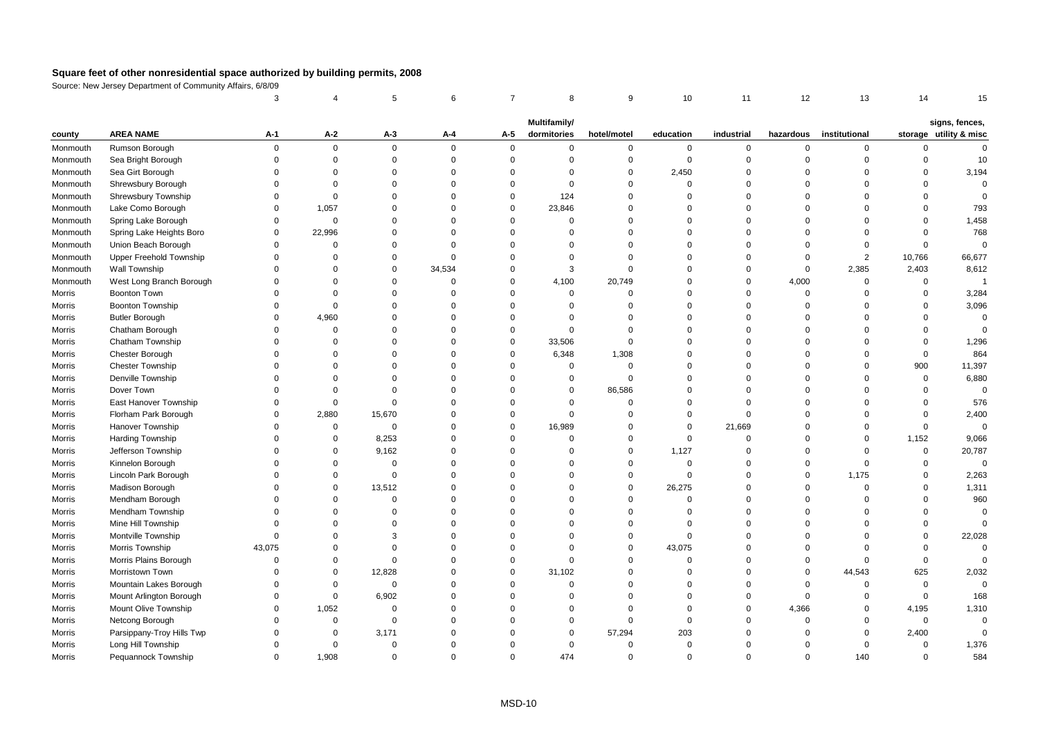# Square feet of other nonresidential space authorized by building permits, 2008

Source: New Jersey Department of Community Affairs, 6/8/09

| | | 3 | 4 | 5 | 6 | 7 | 8 | 9 | 10 | 11 | 12 | 13 | 14 | 15 |
|---|---|---|---|---|---|---|---|---|---|---|---|---|---|---|
| county | AREA NAME | A-1 | A-2 | A-3 | A-4 | A-5 | Multifamily/ dormitories | hotel/motel | education | industrial | hazardous | institutional | storage | signs, fences, utility & misc |
| Monmouth | Rumson Borough | 0 | 0 | 0 | 0 | 0 | 0 | 0 | 0 | 0 | 0 | 0 | 0 | 0 |
| Monmouth | Sea Bright Borough | 0 | 0 | 0 | 0 | 0 | 0 | 0 | 0 | 0 | 0 | 0 | 0 | 10 |
| Monmouth | Sea Girt Borough | 0 | 0 | 0 | 0 | 0 | 0 | 0 | 2,450 | 0 | 0 | 0 | 0 | 3,194 |
| Monmouth | Shrewsbury Borough | 0 | 0 | 0 | 0 | 0 | 0 | 0 | 0 | 0 | 0 | 0 | 0 | 0 |
| Monmouth | Shrewsbury Township | 0 | 0 | 0 | 0 | 0 | 124 | 0 | 0 | 0 | 0 | 0 | 0 | 0 |
| Monmouth | Lake Como Borough | 0 | 1,057 | 0 | 0 | 0 | 23,846 | 0 | 0 | 0 | 0 | 0 | 0 | 793 |
| Monmouth | Spring Lake Borough | 0 | 0 | 0 | 0 | 0 | 0 | 0 | 0 | 0 | 0 | 0 | 0 | 1,458 |
| Monmouth | Spring Lake Heights Boro | 0 | 22,996 | 0 | 0 | 0 | 0 | 0 | 0 | 0 | 0 | 0 | 0 | 768 |
| Monmouth | Union Beach Borough | 0 | 0 | 0 | 0 | 0 | 0 | 0 | 0 | 0 | 0 | 0 | 0 | 0 |
| Monmouth | Upper Freehold Township | 0 | 0 | 0 | 0 | 0 | 0 | 0 | 0 | 0 | 0 | 2 | 10,766 | 66,677 |
| Monmouth | Wall Township | 0 | 0 | 0 | 34,534 | 0 | 3 | 0 | 0 | 0 | 0 | 2,385 | 2,403 | 8,612 |
| Monmouth | West Long Branch Borough | 0 | 0 | 0 | 0 | 0 | 4,100 | 20,749 | 0 | 0 | 4,000 | 0 | 0 | 1 |
| Morris | Boonton Town | 0 | 0 | 0 | 0 | 0 | 0 | 0 | 0 | 0 | 0 | 0 | 0 | 3,284 |
| Morris | Boonton Township | 0 | 0 | 0 | 0 | 0 | 0 | 0 | 0 | 0 | 0 | 0 | 0 | 3,096 |
| Morris | Butler Borough | 0 | 4,960 | 0 | 0 | 0 | 0 | 0 | 0 | 0 | 0 | 0 | 0 | 0 |
| Morris | Chatham Borough | 0 | 0 | 0 | 0 | 0 | 0 | 0 | 0 | 0 | 0 | 0 | 0 | 0 |
| Morris | Chatham Township | 0 | 0 | 0 | 0 | 0 | 33,506 | 0 | 0 | 0 | 0 | 0 | 0 | 1,296 |
| Morris | Chester Borough | 0 | 0 | 0 | 0 | 0 | 6,348 | 1,308 | 0 | 0 | 0 | 0 | 0 | 864 |
| Morris | Chester Township | 0 | 0 | 0 | 0 | 0 | 0 | 0 | 0 | 0 | 0 | 0 | 900 | 11,397 |
| Morris | Denville Township | 0 | 0 | 0 | 0 | 0 | 0 | 0 | 0 | 0 | 0 | 0 | 0 | 6,880 |
| Morris | Dover Town | 0 | 0 | 0 | 0 | 0 | 0 | 86,586 | 0 | 0 | 0 | 0 | 0 | 0 |
| Morris | East Hanover Township | 0 | 0 | 0 | 0 | 0 | 0 | 0 | 0 | 0 | 0 | 0 | 0 | 576 |
| Morris | Florham Park Borough | 0 | 2,880 | 15,670 | 0 | 0 | 0 | 0 | 0 | 0 | 0 | 0 | 0 | 2,400 |
| Morris | Hanover Township | 0 | 0 | 0 | 0 | 0 | 16,989 | 0 | 0 | 21,669 | 0 | 0 | 0 | 0 |
| Morris | Harding Township | 0 | 0 | 8,253 | 0 | 0 | 0 | 0 | 0 | 0 | 0 | 0 | 1,152 | 9,066 |
| Morris | Jefferson Township | 0 | 0 | 9,162 | 0 | 0 | 0 | 0 | 1,127 | 0 | 0 | 0 | 0 | 20,787 |
| Morris | Kinnelon Borough | 0 | 0 | 0 | 0 | 0 | 0 | 0 | 0 | 0 | 0 | 0 | 0 | 0 |
| Morris | Lincoln Park Borough | 0 | 0 | 0 | 0 | 0 | 0 | 0 | 0 | 0 | 0 | 1,175 | 0 | 2,263 |
| Morris | Madison Borough | 0 | 0 | 13,512 | 0 | 0 | 0 | 0 | 26,275 | 0 | 0 | 0 | 0 | 1,311 |
| Morris | Mendham Borough | 0 | 0 | 0 | 0 | 0 | 0 | 0 | 0 | 0 | 0 | 0 | 0 | 960 |
| Morris | Mendham Township | 0 | 0 | 0 | 0 | 0 | 0 | 0 | 0 | 0 | 0 | 0 | 0 | 0 |
| Morris | Mine Hill Township | 0 | 0 | 0 | 0 | 0 | 0 | 0 | 0 | 0 | 0 | 0 | 0 | 0 |
| Morris | Montville Township | 0 | 0 | 3 | 0 | 0 | 0 | 0 | 0 | 0 | 0 | 0 | 0 | 22,028 |
| Morris | Morris Township | 43,075 | 0 | 0 | 0 | 0 | 0 | 0 | 43,075 | 0 | 0 | 0 | 0 | 0 |
| Morris | Morris Plains Borough | 0 | 0 | 0 | 0 | 0 | 0 | 0 | 0 | 0 | 0 | 0 | 0 | 0 |
| Morris | Morristown Town | 0 | 0 | 12,828 | 0 | 0 | 31,102 | 0 | 0 | 0 | 0 | 44,543 | 625 | 2,032 |
| Morris | Mountain Lakes Borough | 0 | 0 | 0 | 0 | 0 | 0 | 0 | 0 | 0 | 0 | 0 | 0 | 0 |
| Morris | Mount Arlington Borough | 0 | 0 | 6,902 | 0 | 0 | 0 | 0 | 0 | 0 | 0 | 0 | 0 | 168 |
| Morris | Mount Olive Township | 0 | 1,052 | 0 | 0 | 0 | 0 | 0 | 0 | 0 | 4,366 | 0 | 4,195 | 1,310 |
| Morris | Netcong Borough | 0 | 0 | 0 | 0 | 0 | 0 | 0 | 0 | 0 | 0 | 0 | 0 | 0 |
| Morris | Parsippany-Troy Hills Twp | 0 | 0 | 3,171 | 0 | 0 | 0 | 57,294 | 203 | 0 | 0 | 0 | 2,400 | 0 |
| Morris | Long Hill Township | 0 | 0 | 0 | 0 | 0 | 0 | 0 | 0 | 0 | 0 | 0 | 0 | 1,376 |
| Morris | Pequannock Township | 0 | 1,908 | 0 | 0 | 0 | 474 | 0 | 0 | 0 | 0 | 140 | 0 | 584 |

MSD-10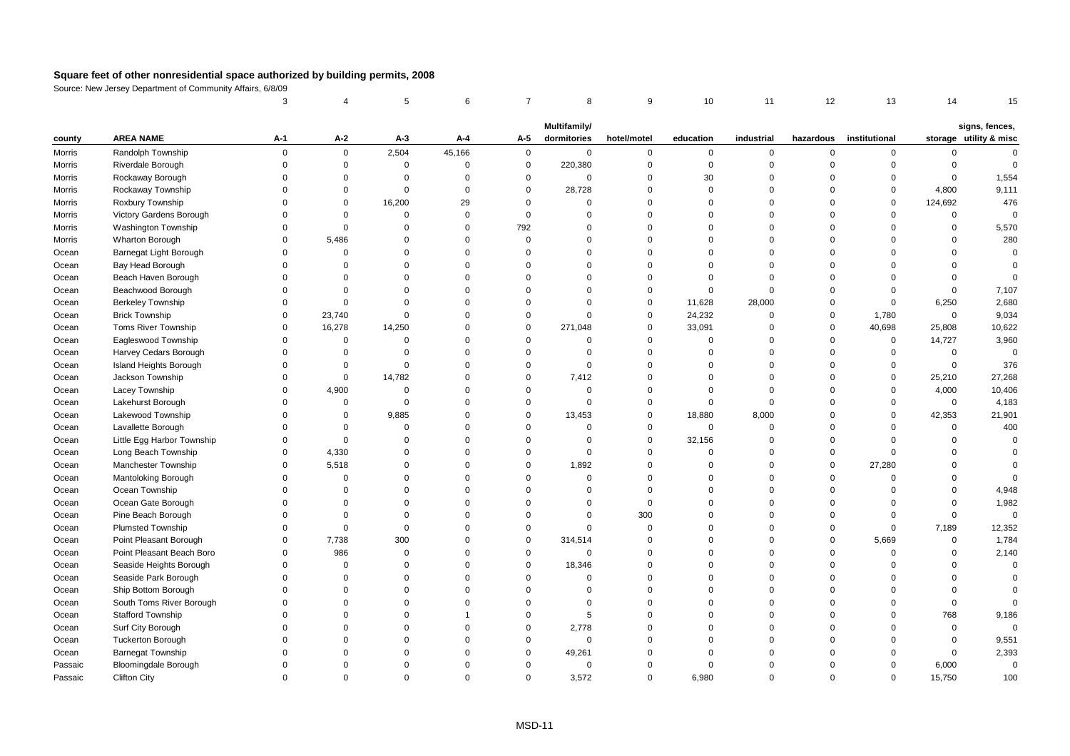# Square feet of other nonresidential space authorized by building permits, 2008

Source: New Jersey Department of Community Affairs, 6/8/09

| | | 3 | 4 | 5 | 6 | 7 | 8 | 9 | 10 | 11 | 12 | 13 | 14 | 15 |
|---|---|---|---|---|---|---|---|---|---|---|---|---|---|---|
| county | AREA NAME | A-1 | A-2 | A-3 | A-4 | A-5 | Multifamily/ dormitories | hotel/motel | education | industrial | hazardous | institutional | storage | signs, fences, utility & misc |
| Morris | Randolph Township | 0 | 0 | 2,504 | 45,166 | 0 | 0 | 0 | 0 | 0 | 0 | 0 | 0 | 0 |
| Morris | Riverdale Borough | 0 | 0 | 0 | 0 | 0 | 220,380 | 0 | 0 | 0 | 0 | 0 | 0 | 0 |
| Morris | Rockaway Borough | 0 | 0 | 0 | 0 | 0 | 0 | 0 | 30 | 0 | 0 | 0 | 0 | 1,554 |
| Morris | Rockaway Township | 0 | 0 | 0 | 0 | 0 | 28,728 | 0 | 0 | 0 | 0 | 0 | 4,800 | 9,111 |
| Morris | Roxbury Township | 0 | 0 | 16,200 | 29 | 0 | 0 | 0 | 0 | 0 | 0 | 0 | 124,692 | 476 |
| Morris | Victory Gardens Borough | 0 | 0 | 0 | 0 | 0 | 0 | 0 | 0 | 0 | 0 | 0 | 0 | 0 |
| Morris | Washington Township | 0 | 0 | 0 | 0 | 792 | 0 | 0 | 0 | 0 | 0 | 0 | 0 | 5,570 |
| Morris | Wharton Borough | 0 | 5,486 | 0 | 0 | 0 | 0 | 0 | 0 | 0 | 0 | 0 | 0 | 280 |
| Ocean | Barnegat Light Borough | 0 | 0 | 0 | 0 | 0 | 0 | 0 | 0 | 0 | 0 | 0 | 0 | 0 |
| Ocean | Bay Head Borough | 0 | 0 | 0 | 0 | 0 | 0 | 0 | 0 | 0 | 0 | 0 | 0 | 0 |
| Ocean | Beach Haven Borough | 0 | 0 | 0 | 0 | 0 | 0 | 0 | 0 | 0 | 0 | 0 | 0 | 0 |
| Ocean | Beachwood Borough | 0 | 0 | 0 | 0 | 0 | 0 | 0 | 0 | 0 | 0 | 0 | 0 | 7,107 |
| Ocean | Berkeley Township | 0 | 0 | 0 | 0 | 0 | 0 | 0 | 11,628 | 28,000 | 0 | 0 | 6,250 | 2,680 |
| Ocean | Brick Township | 0 | 23,740 | 0 | 0 | 0 | 0 | 0 | 24,232 | 0 | 0 | 1,780 | 0 | 9,034 |
| Ocean | Toms River Township | 0 | 16,278 | 14,250 | 0 | 0 | 271,048 | 0 | 33,091 | 0 | 0 | 40,698 | 25,808 | 10,622 |
| Ocean | Eagleswood Township | 0 | 0 | 0 | 0 | 0 | 0 | 0 | 0 | 0 | 0 | 0 | 14,727 | 3,960 |
| Ocean | Harvey Cedars Borough | 0 | 0 | 0 | 0 | 0 | 0 | 0 | 0 | 0 | 0 | 0 | 0 | 0 |
| Ocean | Island Heights Borough | 0 | 0 | 0 | 0 | 0 | 0 | 0 | 0 | 0 | 0 | 0 | 0 | 376 |
| Ocean | Jackson Township | 0 | 0 | 14,782 | 0 | 0 | 7,412 | 0 | 0 | 0 | 0 | 0 | 25,210 | 27,268 |
| Ocean | Lacey Township | 0 | 4,900 | 0 | 0 | 0 | 0 | 0 | 0 | 0 | 0 | 0 | 4,000 | 10,406 |
| Ocean | Lakehurst Borough | 0 | 0 | 0 | 0 | 0 | 0 | 0 | 0 | 0 | 0 | 0 | 0 | 4,183 |
| Ocean | Lakewood Township | 0 | 0 | 9,885 | 0 | 0 | 13,453 | 0 | 18,880 | 8,000 | 0 | 0 | 42,353 | 21,901 |
| Ocean | Lavallette Borough | 0 | 0 | 0 | 0 | 0 | 0 | 0 | 0 | 0 | 0 | 0 | 0 | 400 |
| Ocean | Little Egg Harbor Township | 0 | 0 | 0 | 0 | 0 | 0 | 0 | 32,156 | 0 | 0 | 0 | 0 | 0 |
| Ocean | Long Beach Township | 0 | 4,330 | 0 | 0 | 0 | 0 | 0 | 0 | 0 | 0 | 0 | 0 | 0 |
| Ocean | Manchester Township | 0 | 5,518 | 0 | 0 | 0 | 1,892 | 0 | 0 | 0 | 0 | 27,280 | 0 | 0 |
| Ocean | Mantoloking Borough | 0 | 0 | 0 | 0 | 0 | 0 | 0 | 0 | 0 | 0 | 0 | 0 | 0 |
| Ocean | Ocean Township | 0 | 0 | 0 | 0 | 0 | 0 | 0 | 0 | 0 | 0 | 0 | 0 | 4,948 |
| Ocean | Ocean Gate Borough | 0 | 0 | 0 | 0 | 0 | 0 | 0 | 0 | 0 | 0 | 0 | 0 | 1,982 |
| Ocean | Pine Beach Borough | 0 | 0 | 0 | 0 | 0 | 0 | 300 | 0 | 0 | 0 | 0 | 0 | 0 |
| Ocean | Plumsted Township | 0 | 0 | 0 | 0 | 0 | 0 | 0 | 0 | 0 | 0 | 0 | 7,189 | 12,352 |
| Ocean | Point Pleasant Borough | 0 | 7,738 | 300 | 0 | 0 | 314,514 | 0 | 0 | 0 | 0 | 5,669 | 0 | 1,784 |
| Ocean | Point Pleasant Beach Boro | 0 | 986 | 0 | 0 | 0 | 0 | 0 | 0 | 0 | 0 | 0 | 0 | 2,140 |
| Ocean | Seaside Heights Borough | 0 | 0 | 0 | 0 | 0 | 18,346 | 0 | 0 | 0 | 0 | 0 | 0 | 0 |
| Ocean | Seaside Park Borough | 0 | 0 | 0 | 0 | 0 | 0 | 0 | 0 | 0 | 0 | 0 | 0 | 0 |
| Ocean | Ship Bottom Borough | 0 | 0 | 0 | 0 | 0 | 0 | 0 | 0 | 0 | 0 | 0 | 0 | 0 |
| Ocean | South Toms River Borough | 0 | 0 | 0 | 0 | 0 | 0 | 0 | 0 | 0 | 0 | 0 | 0 | 0 |
| Ocean | Stafford Township | 0 | 0 | 0 | 1 | 0 | 5 | 0 | 0 | 0 | 0 | 0 | 768 | 9,186 |
| Ocean | Surf City Borough | 0 | 0 | 0 | 0 | 0 | 2,778 | 0 | 0 | 0 | 0 | 0 | 0 | 0 |
| Ocean | Tuckerton Borough | 0 | 0 | 0 | 0 | 0 | 0 | 0 | 0 | 0 | 0 | 0 | 0 | 9,551 |
| Ocean | Barnegat Township | 0 | 0 | 0 | 0 | 0 | 49,261 | 0 | 0 | 0 | 0 | 0 | 0 | 2,393 |
| Passaic | Bloomingdale Borough | 0 | 0 | 0 | 0 | 0 | 0 | 0 | 0 | 0 | 0 | 0 | 6,000 | 0 |
| Passaic | Clifton City | 0 | 0 | 0 | 0 | 0 | 3,572 | 0 | 6,980 | 0 | 0 | 0 | 15,750 | 100 |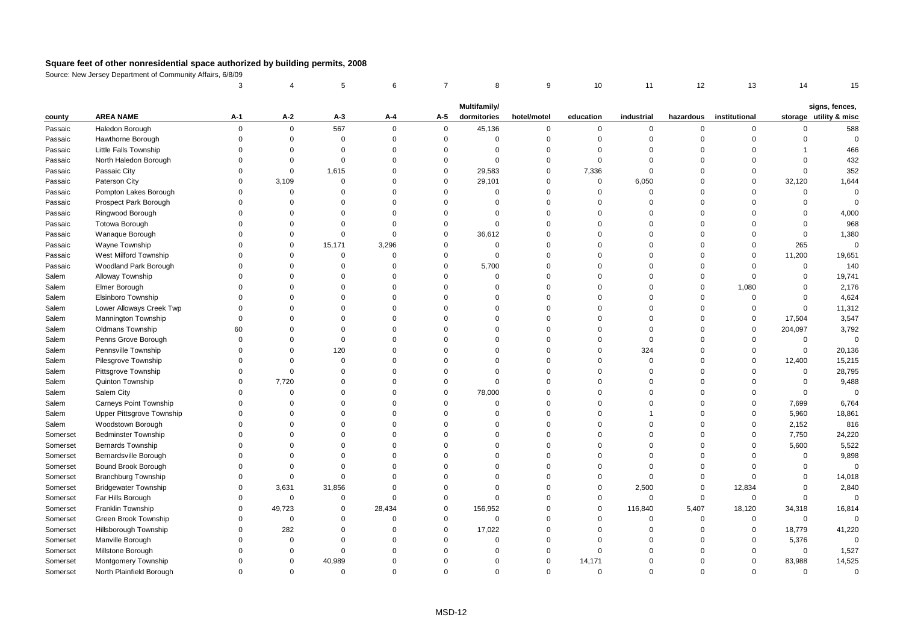# Square feet of other nonresidential space authorized by building permits, 2008

Source: New Jersey Department of Community Affairs, 6/8/09

| | | 3 | 4 | 5 | 6 | 7 | 8 | 9 | 10 | 11 | 12 | 13 | 14 | 15 |
|---|---|---|---|---|---|---|---|---|---|---|---|---|---|---|
| county | AREA NAME | A-1 | A-2 | A-3 | A-4 | A-5 | Multifamily/ dormitories | hotel/motel | education | industrial | hazardous | institutional | storage | signs, fences, utility & misc |
| Passaic | Haledon Borough | 0 | 0 | 567 | 0 | 0 | 45,136 | 0 | 0 | 0 | 0 | 0 | 0 | 588 |
| Passaic | Hawthorne Borough | 0 | 0 | 0 | 0 | 0 | 0 | 0 | 0 | 0 | 0 | 0 | 0 | 0 |
| Passaic | Little Falls Township | 0 | 0 | 0 | 0 | 0 | 0 | 0 | 0 | 0 | 0 | 0 | 1 | 466 |
| Passaic | North Haledon Borough | 0 | 0 | 0 | 0 | 0 | 0 | 0 | 0 | 0 | 0 | 0 | 0 | 432 |
| Passaic | Passaic City | 0 | 0 | 1,615 | 0 | 0 | 29,583 | 0 | 7,336 | 0 | 0 | 0 | 0 | 352 |
| Passaic | Paterson City | 0 | 3,109 | 0 | 0 | 0 | 29,101 | 0 | 0 | 6,050 | 0 | 0 | 32,120 | 1,644 |
| Passaic | Pompton Lakes Borough | 0 | 0 | 0 | 0 | 0 | 0 | 0 | 0 | 0 | 0 | 0 | 0 | 0 |
| Passaic | Prospect Park Borough | 0 | 0 | 0 | 0 | 0 | 0 | 0 | 0 | 0 | 0 | 0 | 0 | 0 |
| Passaic | Ringwood Borough | 0 | 0 | 0 | 0 | 0 | 0 | 0 | 0 | 0 | 0 | 0 | 0 | 4,000 |
| Passaic | Totowa Borough | 0 | 0 | 0 | 0 | 0 | 0 | 0 | 0 | 0 | 0 | 0 | 0 | 968 |
| Passaic | Wanaque Borough | 0 | 0 | 0 | 0 | 0 | 36,612 | 0 | 0 | 0 | 0 | 0 | 0 | 1,380 |
| Passaic | Wayne Township | 0 | 0 | 15,171 | 3,296 | 0 | 0 | 0 | 0 | 0 | 0 | 0 | 265 | 0 |
| Passaic | West Milford Township | 0 | 0 | 0 | 0 | 0 | 0 | 0 | 0 | 0 | 0 | 0 | 11,200 | 19,651 |
| Passaic | Woodland Park Borough | 0 | 0 | 0 | 0 | 0 | 5,700 | 0 | 0 | 0 | 0 | 0 | 0 | 140 |
| Salem | Alloway Township | 0 | 0 | 0 | 0 | 0 | 0 | 0 | 0 | 0 | 0 | 0 | 0 | 19,741 |
| Salem | Elmer Borough | 0 | 0 | 0 | 0 | 0 | 0 | 0 | 0 | 0 | 0 | 1,080 | 0 | 2,176 |
| Salem | Elsinboro Township | 0 | 0 | 0 | 0 | 0 | 0 | 0 | 0 | 0 | 0 | 0 | 0 | 4,624 |
| Salem | Lower Alloways Creek Twp | 0 | 0 | 0 | 0 | 0 | 0 | 0 | 0 | 0 | 0 | 0 | 0 | 11,312 |
| Salem | Mannington Township | 0 | 0 | 0 | 0 | 0 | 0 | 0 | 0 | 0 | 0 | 0 | 17,504 | 3,547 |
| Salem | Oldmans Township | 60 | 0 | 0 | 0 | 0 | 0 | 0 | 0 | 0 | 0 | 0 | 204,097 | 3,792 |
| Salem | Penns Grove Borough | 0 | 0 | 0 | 0 | 0 | 0 | 0 | 0 | 0 | 0 | 0 | 0 | 0 |
| Salem | Pennsville Township | 0 | 0 | 120 | 0 | 0 | 0 | 0 | 0 | 324 | 0 | 0 | 0 | 20,136 |
| Salem | Pilesgrove Township | 0 | 0 | 0 | 0 | 0 | 0 | 0 | 0 | 0 | 0 | 0 | 12,400 | 15,215 |
| Salem | Pittsgrove Township | 0 | 0 | 0 | 0 | 0 | 0 | 0 | 0 | 0 | 0 | 0 | 0 | 28,795 |
| Salem | Quinton Township | 0 | 7,720 | 0 | 0 | 0 | 0 | 0 | 0 | 0 | 0 | 0 | 0 | 9,488 |
| Salem | Salem City | 0 | 0 | 0 | 0 | 0 | 78,000 | 0 | 0 | 0 | 0 | 0 | 0 | 0 |
| Salem | Carneys Point Township | 0 | 0 | 0 | 0 | 0 | 0 | 0 | 0 | 0 | 0 | 0 | 7,699 | 6,764 |
| Salem | Upper Pittsgrove Township | 0 | 0 | 0 | 0 | 0 | 0 | 0 | 0 | 1 | 0 | 0 | 5,960 | 18,861 |
| Salem | Woodstown Borough | 0 | 0 | 0 | 0 | 0 | 0 | 0 | 0 | 0 | 0 | 0 | 2,152 | 816 |
| Somerset | Bedminster Township | 0 | 0 | 0 | 0 | 0 | 0 | 0 | 0 | 0 | 0 | 0 | 7,750 | 24,220 |
| Somerset | Bernards Township | 0 | 0 | 0 | 0 | 0 | 0 | 0 | 0 | 0 | 0 | 0 | 5,600 | 5,522 |
| Somerset | Bernardsville Borough | 0 | 0 | 0 | 0 | 0 | 0 | 0 | 0 | 0 | 0 | 0 | 0 | 9,898 |
| Somerset | Bound Brook Borough | 0 | 0 | 0 | 0 | 0 | 0 | 0 | 0 | 0 | 0 | 0 | 0 | 0 |
| Somerset | Branchburg Township | 0 | 0 | 0 | 0 | 0 | 0 | 0 | 0 | 0 | 0 | 0 | 0 | 14,018 |
| Somerset | Bridgewater Township | 0 | 3,631 | 31,856 | 0 | 0 | 0 | 0 | 0 | 2,500 | 0 | 12,834 | 0 | 2,840 |
| Somerset | Far Hills Borough | 0 | 0 | 0 | 0 | 0 | 0 | 0 | 0 | 0 | 0 | 0 | 0 | 0 |
| Somerset | Franklin Township | 0 | 49,723 | 0 | 28,434 | 0 | 156,952 | 0 | 0 | 116,840 | 5,407 | 18,120 | 34,318 | 16,814 |
| Somerset | Green Brook Township | 0 | 0 | 0 | 0 | 0 | 0 | 0 | 0 | 0 | 0 | 0 | 0 | 0 |
| Somerset | Hillsborough Township | 0 | 282 | 0 | 0 | 0 | 17,022 | 0 | 0 | 0 | 0 | 0 | 18,779 | 41,220 |
| Somerset | Manville Borough | 0 | 0 | 0 | 0 | 0 | 0 | 0 | 0 | 0 | 0 | 0 | 5,376 | 0 |
| Somerset | Millstone Borough | 0 | 0 | 0 | 0 | 0 | 0 | 0 | 0 | 0 | 0 | 0 | 0 | 1,527 |
| Somerset | Montgomery Township | 0 | 0 | 40,989 | 0 | 0 | 0 | 0 | 14,171 | 0 | 0 | 0 | 83,988 | 14,525 |
| Somerset | North Plainfield Borough | 0 | 0 | 0 | 0 | 0 | 0 | 0 | 0 | 0 | 0 | 0 | 0 | 0 |

MSD-12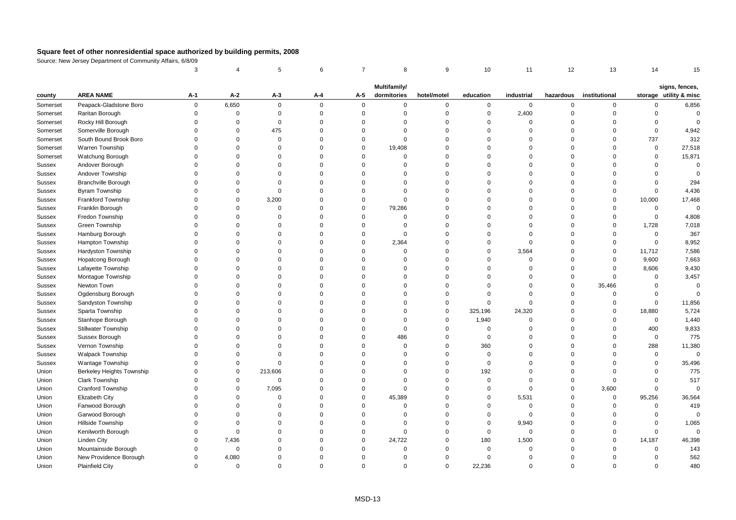## Square feet of other nonresidential space authorized by building permits, 2008

Source: New Jersey Department of Community Affairs, 6/8/09

| | | 3 | 4 | 5 | 6 | 7 | 8 | 9 | 10 | 11 | 12 | 13 | 14 | 15 |
|---|---|---|---|---|---|---|---|---|---|---|---|---|---|---|
| county | AREA NAME | A-1 | A-2 | A-3 | A-4 | A-5 | Multifamily/ dormitories | hotel/motel | education | industrial | hazardous | institutional | storage | signs, fences, utility & misc |
| Somerset | Peapack-Gladstone Boro | 0 | 6,650 | 0 | 0 | 0 | 0 | 0 | 0 | 0 | 0 | 0 | 0 | 6,856 |
| Somerset | Raritan Borough | 0 | 0 | 0 | 0 | 0 | 0 | 0 | 0 | 2,400 | 0 | 0 | 0 | 0 |
| Somerset | Rocky Hill Borough | 0 | 0 | 0 | 0 | 0 | 0 | 0 | 0 | 0 | 0 | 0 | 0 | 0 |
| Somerset | Somerville Borough | 0 | 0 | 475 | 0 | 0 | 0 | 0 | 0 | 0 | 0 | 0 | 0 | 4,942 |
| Somerset | South Bound Brook Boro | 0 | 0 | 0 | 0 | 0 | 0 | 0 | 0 | 0 | 0 | 0 | 737 | 312 |
| Somerset | Warren Township | 0 | 0 | 0 | 0 | 0 | 19,408 | 0 | 0 | 0 | 0 | 0 | 0 | 27,518 |
| Somerset | Watchung Borough | 0 | 0 | 0 | 0 | 0 | 0 | 0 | 0 | 0 | 0 | 0 | 0 | 15,871 |
| Sussex | Andover Borough | 0 | 0 | 0 | 0 | 0 | 0 | 0 | 0 | 0 | 0 | 0 | 0 | 0 |
| Sussex | Andover Township | 0 | 0 | 0 | 0 | 0 | 0 | 0 | 0 | 0 | 0 | 0 | 0 | 0 |
| Sussex | Branchville Borough | 0 | 0 | 0 | 0 | 0 | 0 | 0 | 0 | 0 | 0 | 0 | 0 | 294 |
| Sussex | Byram Township | 0 | 0 | 0 | 0 | 0 | 0 | 0 | 0 | 0 | 0 | 0 | 0 | 4,436 |
| Sussex | Frankford Township | 0 | 0 | 3,200 | 0 | 0 | 0 | 0 | 0 | 0 | 0 | 0 | 10,000 | 17,468 |
| Sussex | Franklin Borough | 0 | 0 | 0 | 0 | 0 | 79,286 | 0 | 0 | 0 | 0 | 0 | 0 | 0 |
| Sussex | Fredon Township | 0 | 0 | 0 | 0 | 0 | 0 | 0 | 0 | 0 | 0 | 0 | 0 | 4,808 |
| Sussex | Green Township | 0 | 0 | 0 | 0 | 0 | 0 | 0 | 0 | 0 | 0 | 0 | 1,728 | 7,018 |
| Sussex | Hamburg Borough | 0 | 0 | 0 | 0 | 0 | 0 | 0 | 0 | 0 | 0 | 0 | 0 | 367 |
| Sussex | Hampton Township | 0 | 0 | 0 | 0 | 0 | 2,364 | 0 | 0 | 0 | 0 | 0 | 0 | 8,952 |
| Sussex | Hardyston Township | 0 | 0 | 0 | 0 | 0 | 0 | 0 | 0 | 3,564 | 0 | 0 | 11,712 | 7,586 |
| Sussex | Hopatcong Borough | 0 | 0 | 0 | 0 | 0 | 0 | 0 | 0 | 0 | 0 | 0 | 9,600 | 7,663 |
| Sussex | Lafayette Township | 0 | 0 | 0 | 0 | 0 | 0 | 0 | 0 | 0 | 0 | 0 | 8,606 | 9,430 |
| Sussex | Montague Township | 0 | 0 | 0 | 0 | 0 | 0 | 0 | 0 | 0 | 0 | 0 | 0 | 3,457 |
| Sussex | Newton Town | 0 | 0 | 0 | 0 | 0 | 0 | 0 | 0 | 0 | 0 | 35,466 | 0 | 0 |
| Sussex | Ogdensburg Borough | 0 | 0 | 0 | 0 | 0 | 0 | 0 | 0 | 0 | 0 | 0 | 0 | 0 |
| Sussex | Sandyston Township | 0 | 0 | 0 | 0 | 0 | 0 | 0 | 0 | 0 | 0 | 0 | 0 | 11,856 |
| Sussex | Sparta Township | 0 | 0 | 0 | 0 | 0 | 0 | 0 | 325,196 | 24,320 | 0 | 0 | 18,880 | 5,724 |
| Sussex | Stanhope Borough | 0 | 0 | 0 | 0 | 0 | 0 | 0 | 1,940 | 0 | 0 | 0 | 0 | 1,440 |
| Sussex | Stillwater Township | 0 | 0 | 0 | 0 | 0 | 0 | 0 | 0 | 0 | 0 | 0 | 400 | 9,833 |
| Sussex | Sussex Borough | 0 | 0 | 0 | 0 | 0 | 486 | 0 | 0 | 0 | 0 | 0 | 0 | 775 |
| Sussex | Vernon Township | 0 | 0 | 0 | 0 | 0 | 0 | 0 | 360 | 0 | 0 | 0 | 288 | 11,380 |
| Sussex | Walpack Township | 0 | 0 | 0 | 0 | 0 | 0 | 0 | 0 | 0 | 0 | 0 | 0 | 0 |
| Sussex | Wantage Township | 0 | 0 | 0 | 0 | 0 | 0 | 0 | 0 | 0 | 0 | 0 | 0 | 35,496 |
| Union | Berkeley Heights Township | 0 | 0 | 213,606 | 0 | 0 | 0 | 0 | 192 | 0 | 0 | 0 | 0 | 775 |
| Union | Clark Township | 0 | 0 | 0 | 0 | 0 | 0 | 0 | 0 | 0 | 0 | 0 | 0 | 517 |
| Union | Cranford Township | 0 | 0 | 7,095 | 0 | 0 | 0 | 0 | 0 | 0 | 0 | 3,600 | 0 | 0 |
| Union | Elizabeth City | 0 | 0 | 0 | 0 | 0 | 45,389 | 0 | 0 | 5,531 | 0 | 0 | 95,256 | 36,564 |
| Union | Fanwood Borough | 0 | 0 | 0 | 0 | 0 | 0 | 0 | 0 | 0 | 0 | 0 | 0 | 419 |
| Union | Garwood Borough | 0 | 0 | 0 | 0 | 0 | 0 | 0 | 0 | 0 | 0 | 0 | 0 | 0 |
| Union | Hillside Township | 0 | 0 | 0 | 0 | 0 | 0 | 0 | 0 | 9,940 | 0 | 0 | 0 | 1,065 |
| Union | Kenilworth Borough | 0 | 0 | 0 | 0 | 0 | 0 | 0 | 0 | 0 | 0 | 0 | 0 | 0 |
| Union | Linden City | 0 | 7,436 | 0 | 0 | 0 | 24,722 | 0 | 180 | 1,500 | 0 | 0 | 14,187 | 46,398 |
| Union | Mountainside Borough | 0 | 0 | 0 | 0 | 0 | 0 | 0 | 0 | 0 | 0 | 0 | 0 | 143 |
| Union | New Providence Borough | 0 | 4,080 | 0 | 0 | 0 | 0 | 0 | 0 | 0 | 0 | 0 | 0 | 562 |
| Union | Plainfield City | 0 | 0 | 0 | 0 | 0 | 0 | 0 | 22,236 | 0 | 0 | 0 | 0 | 480 |

MSD-13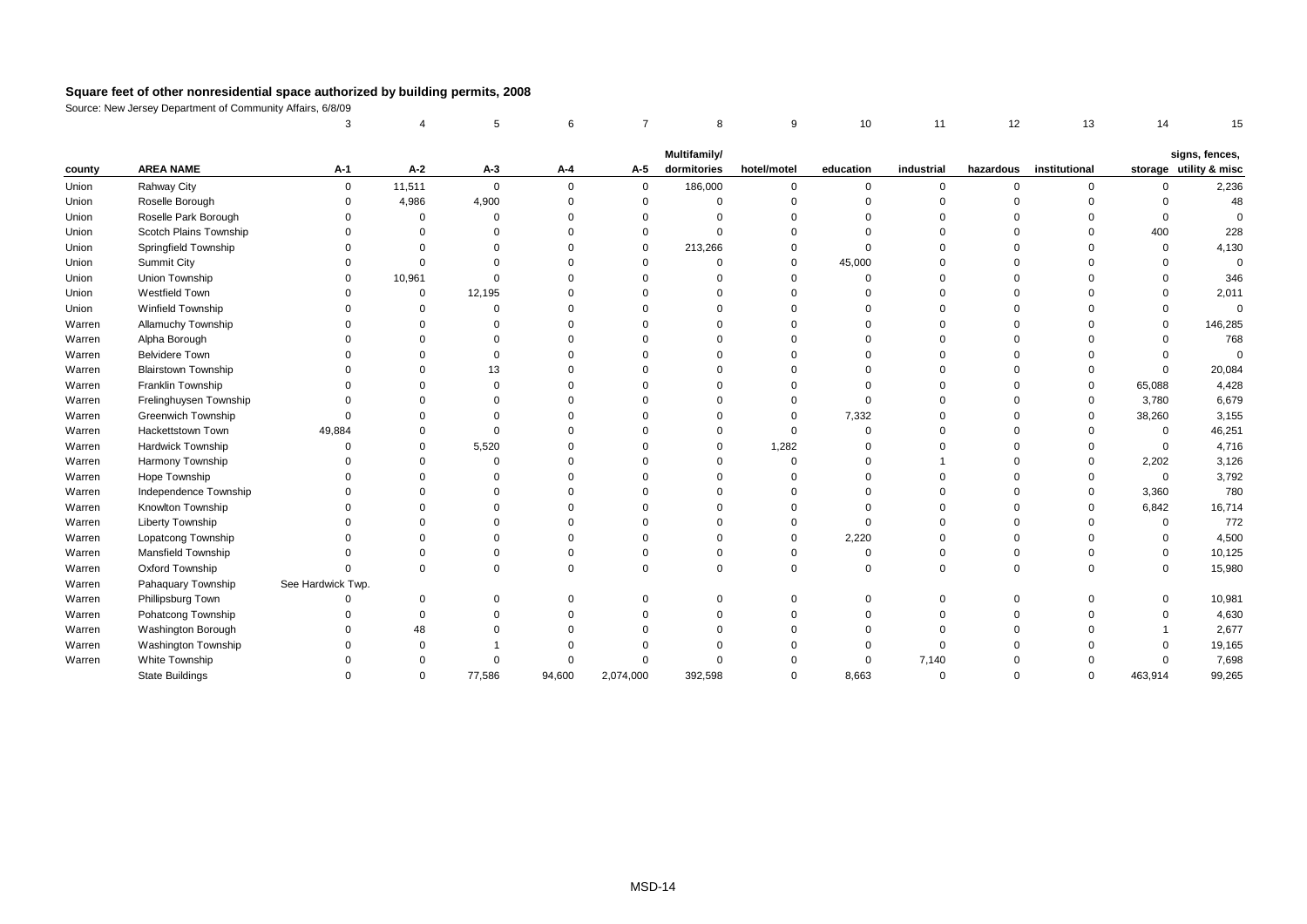# Square feet of other nonresidential space authorized by building permits, 2008

Source: New Jersey Department of Community Affairs, 6/8/09

| | | 3 | 4 | 5 | 6 | 7 | 8 | 9 | 10 | 11 | 12 | 13 | 14 | 15 |
|---|---|---|---|---|---|---|---|---|---|---|---|---|---|---|
| county | AREA NAME | A-1 | A-2 | A-3 | A-4 | A-5 | Multifamily/ dormitories | hotel/motel | education | industrial | hazardous | institutional | storage | signs, fences, utility & misc |
| Union | Rahway City | 0 | 11,511 | 0 | 0 | 0 | 186,000 | 0 | 0 | 0 | 0 | 0 | 0 | 2,236 |
| Union | Roselle Borough | 0 | 4,986 | 4,900 | 0 | 0 | 0 | 0 | 0 | 0 | 0 | 0 | 0 | 48 |
| Union | Roselle Park Borough | 0 | 0 | 0 | 0 | 0 | 0 | 0 | 0 | 0 | 0 | 0 | 0 | 0 |
| Union | Scotch Plains Township | 0 | 0 | 0 | 0 | 0 | 0 | 0 | 0 | 0 | 0 | 0 | 400 | 228 |
| Union | Springfield Township | 0 | 0 | 0 | 0 | 0 | 213,266 | 0 | 0 | 0 | 0 | 0 | 0 | 4,130 |
| Union | Summit City | 0 | 0 | 0 | 0 | 0 | 0 | 0 | 45,000 | 0 | 0 | 0 | 0 | 0 |
| Union | Union Township | 0 | 10,961 | 0 | 0 | 0 | 0 | 0 | 0 | 0 | 0 | 0 | 0 | 346 |
| Union | Westfield Town | 0 | 0 | 12,195 | 0 | 0 | 0 | 0 | 0 | 0 | 0 | 0 | 0 | 2,011 |
| Union | Winfield Township | 0 | 0 | 0 | 0 | 0 | 0 | 0 | 0 | 0 | 0 | 0 | 0 | 0 |
| Warren | Allamuchy Township | 0 | 0 | 0 | 0 | 0 | 0 | 0 | 0 | 0 | 0 | 0 | 0 | 146,285 |
| Warren | Alpha Borough | 0 | 0 | 0 | 0 | 0 | 0 | 0 | 0 | 0 | 0 | 0 | 0 | 768 |
| Warren | Belvidere Town | 0 | 0 | 0 | 0 | 0 | 0 | 0 | 0 | 0 | 0 | 0 | 0 | 0 |
| Warren | Blairstown Township | 0 | 0 | 13 | 0 | 0 | 0 | 0 | 0 | 0 | 0 | 0 | 0 | 20,084 |
| Warren | Franklin Township | 0 | 0 | 0 | 0 | 0 | 0 | 0 | 0 | 0 | 0 | 0 | 65,088 | 4,428 |
| Warren | Frelinghuysen Township | 0 | 0 | 0 | 0 | 0 | 0 | 0 | 0 | 0 | 0 | 0 | 3,780 | 6,679 |
| Warren | Greenwich Township | 0 | 0 | 0 | 0 | 0 | 0 | 0 | 7,332 | 0 | 0 | 0 | 38,260 | 3,155 |
| Warren | Hackettstown Town | 49,884 | 0 | 0 | 0 | 0 | 0 | 0 | 0 | 0 | 0 | 0 | 0 | 46,251 |
| Warren | Hardwick Township | 0 | 0 | 5,520 | 0 | 0 | 0 | 1,282 | 0 | 0 | 0 | 0 | 0 | 4,716 |
| Warren | Harmony Township | 0 | 0 | 0 | 0 | 0 | 0 | 0 | 0 | 1 | 0 | 0 | 2,202 | 3,126 |
| Warren | Hope Township | 0 | 0 | 0 | 0 | 0 | 0 | 0 | 0 | 0 | 0 | 0 | 0 | 3,792 |
| Warren | Independence Township | 0 | 0 | 0 | 0 | 0 | 0 | 0 | 0 | 0 | 0 | 0 | 3,360 | 780 |
| Warren | Knowlton Township | 0 | 0 | 0 | 0 | 0 | 0 | 0 | 0 | 0 | 0 | 0 | 6,842 | 16,714 |
| Warren | Liberty Township | 0 | 0 | 0 | 0 | 0 | 0 | 0 | 0 | 0 | 0 | 0 | 0 | 772 |
| Warren | Lopatcong Township | 0 | 0 | 0 | 0 | 0 | 0 | 0 | 2,220 | 0 | 0 | 0 | 0 | 4,500 |
| Warren | Mansfield Township | 0 | 0 | 0 | 0 | 0 | 0 | 0 | 0 | 0 | 0 | 0 | 0 | 10,125 |
| Warren | Oxford Township | 0 | 0 | 0 | 0 | 0 | 0 | 0 | 0 | 0 | 0 | 0 | 0 | 15,980 |
| Warren | Pahaquary Township | See Hardwick Twp. | | | | | | | | | | | | |
| Warren | Phillipsburg Town | 0 | 0 | 0 | 0 | 0 | 0 | 0 | 0 | 0 | 0 | 0 | 0 | 10,981 |
| Warren | Pohatcong Township | 0 | 0 | 0 | 0 | 0 | 0 | 0 | 0 | 0 | 0 | 0 | 0 | 4,630 |
| Warren | Washington Borough | 0 | 48 | 0 | 0 | 0 | 0 | 0 | 0 | 0 | 0 | 0 | 1 | 2,677 |
| Warren | Washington Township | 0 | 0 | 1 | 0 | 0 | 0 | 0 | 0 | 0 | 0 | 0 | 0 | 19,165 |
| Warren | White Township | 0 | 0 | 0 | 0 | 0 | 0 | 0 | 0 | 7,140 | 0 | 0 | 0 | 7,698 |
| | State Buildings | 0 | 0 | 77,586 | 94,600 | 2,074,000 | 392,598 | 0 | 8,663 | 0 | 0 | 0 | 463,914 | 99,265 |

MSD-14